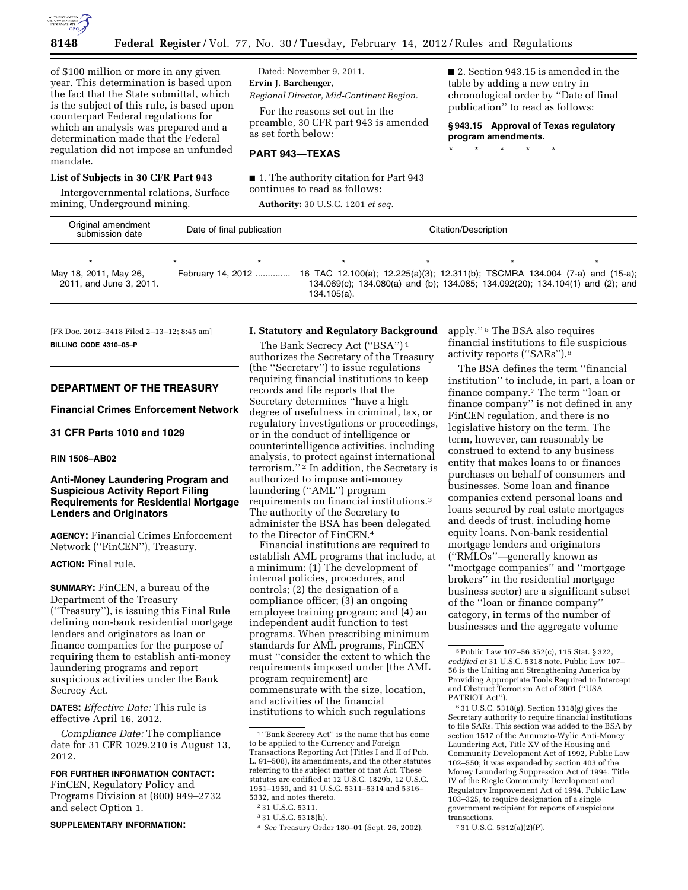of $100 million or more in any given year. This determination is based upon the fact that the State submittal, which is the subject of this rule, is based upon counterpart Federal regulations for which an analysis was prepared and a determination made that the Federal regulation did not impose an unfunded mandate.

**List of Subjects in 30 CFR Part 943**

Intergovernmental relations, Surface mining, Underground mining.

Dated: November 9, 2011.

**Ervin J. Barchenger,**

*Regional Director, Mid-Continent Region.*

For the reasons set out in the preamble, 30 CFR part 943 is amended as set forth below:

## PART 943—TEXAS

■ 1. The authority citation for Part 943 continues to read as follows:

**Authority:** 30 U.S.C. 1201 *et seq.*

■ 2. Section 943.15 is amended in the table by adding a new entry in chronological order by ''Date of final publication'' to read as follows:

**§ 943.15 Approval of Texas regulatory program amendments.**

\* \* \* \* \*

| Original amendment submission date | Date of final publication | Citation/Description |
|---|---|---|
| \* \* | \* \* | \* \* \* |
| May 18, 2011, May 26, 2011, and June 3, 2011. | February 14, 2012 ............. | 16 TAC 12.100(a); 12.225(a)(3); 12.311(b); TSCMRA 134.004 (7-a) and (15-a); 134.069(c); 134.080(a) and (b); 134.085; 134.092(20); 134.104(1) and (2); and 134.105(a). |

[FR Doc. 2012–3418 Filed 2–13–12; 8:45 am]

**BILLING CODE 4310–05–P**

## DEPARTMENT OF THE TREASURY

## Financial Crimes Enforcement Network

## 31 CFR Parts 1010 and 1029

## RIN 1506–AB02

## Anti-Money Laundering Program and Suspicious Activity Report Filing Requirements for Residential Mortgage Lenders and Originators

**AGENCY:** Financial Crimes Enforcement Network (''FinCEN''), Treasury.

**ACTION:** Final rule.

**SUMMARY:** FinCEN, a bureau of the Department of the Treasury (''Treasury''), is issuing this Final Rule defining non-bank residential mortgage lenders and originators as loan or finance companies for the purpose of requiring them to establish anti-money laundering programs and report suspicious activities under the Bank Secrecy Act.

**DATES:** *Effective Date:* This rule is effective April 16, 2012.

*Compliance Date:* The compliance date for 31 CFR 1029.210 is August 13, 2012.

**FOR FURTHER INFORMATION CONTACT:** FinCEN, Regulatory Policy and Programs Division at (800) 949–2732 and select Option 1.

**SUPPLEMENTARY INFORMATION:**

### I. Statutory and Regulatory Background

The Bank Secrecy Act (''BSA'')[1] authorizes the Secretary of the Treasury (the ''Secretary'') to issue regulations requiring financial institutions to keep records and file reports that the Secretary determines ''have a high degree of usefulness in criminal, tax, or regulatory investigations or proceedings, or in the conduct of intelligence or counterintelligence activities, including analysis, to protect against international terrorism.''[2] In addition, the Secretary is authorized to impose anti-money laundering (''AML'') program requirements on financial institutions.[3] The authority of the Secretary to administer the BSA has been delegated to the Director of FinCEN.[4]

Financial institutions are required to establish AML programs that include, at a minimum: (1) The development of internal policies, procedures, and controls; (2) the designation of a compliance officer; (3) an ongoing employee training program; and (4) an independent audit function to test programs. When prescribing minimum standards for AML programs, FinCEN must ''consider the extent to which the requirements imposed under [the AML program requirement] are commensurate with the size, location, and activities of the financial institutions to which such regulations apply.''[5] The BSA also requires financial institutions to file suspicious activity reports (''SARs'').[6]

The BSA defines the term ''financial institution'' to include, in part, a loan or finance company.[7] The term ''loan or finance company'' is not defined in any FinCEN regulation, and there is no legislative history on the term. The term, however, can reasonably be construed to extend to any business entity that makes loans to or finances purchases on behalf of consumers and businesses. Some loan and finance companies extend personal loans and loans secured by real estate mortgages and deeds of trust, including home equity loans. Non-bank residential mortgage lenders and originators (''RMLOs''—generally known as ''mortgage companies'' and ''mortgage brokers'' in the residential mortgage business sector) are a significant subset of the ''loan or finance company'' category, in terms of the number of businesses and the aggregate volume

---

[1] ''Bank Secrecy Act'' is the name that has come to be applied to the Currency and Foreign Transactions Reporting Act (Titles I and II of Pub. L. 91–508), its amendments, and the other statutes referring to the subject matter of that Act. These statutes are codified at 12 U.S.C. 1829b, 12 U.S.C. 1951–1959, and 31 U.S.C. 5311–5314 and 5316–5332, and notes thereto.

[2] 31 U.S.C. 5311.

[3] 31 U.S.C. 5318(h).

[4] *See* Treasury Order 180–01 (Sept. 26, 2002).

[5] Public Law 107–56 352(c), 115 Stat. § 322, *codified at* 31 U.S.C. 5318 note. Public Law 107–56 is the Uniting and Strengthening America by Providing Appropriate Tools Required to Intercept and Obstruct Terrorism Act of 2001 (''USA PATRIOT Act'').

[6] 31 U.S.C. 5318(g). Section 5318(g) gives the Secretary authority to require financial institutions to file SARs. This section was added to the BSA by section 1517 of the Annunzio-Wylie Anti-Money Laundering Act, Title XV of the Housing and Community Development Act of 1992, Public Law 102–550; it was expanded by section 403 of the Money Laundering Suppression Act of 1994, Title IV of the Riegle Community Development and Regulatory Improvement Act of 1994, Public Law 103–325, to require designation of a single government recipient for reports of suspicious transactions.

[7] 31 U.S.C. 5312(a)(2)(P).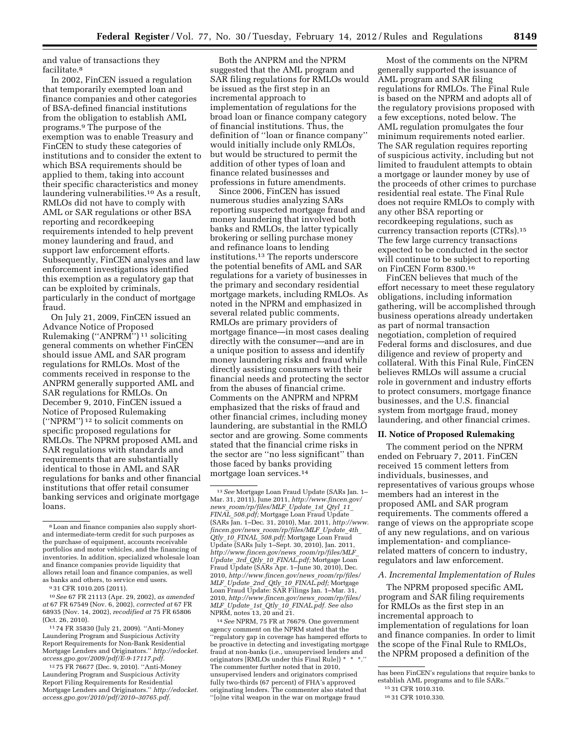and value of transactions they facilitate.[8]

In 2002, FinCEN issued a regulation that temporarily exempted loan and finance companies and other categories of BSA-defined financial institutions from the obligation to establish AML programs.[9] The purpose of the exemption was to enable Treasury and FinCEN to study these categories of institutions and to consider the extent to which BSA requirements should be applied to them, taking into account their specific characteristics and money laundering vulnerabilities.[10] As a result, RMLOs did not have to comply with AML or SAR regulations or other BSA reporting and recordkeeping requirements intended to help prevent money laundering and fraud, and support law enforcement efforts. Subsequently, FinCEN analyses and law enforcement investigations identified this exemption as a regulatory gap that can be exploited by criminals, particularly in the conduct of mortgage fraud.

On July 21, 2009, FinCEN issued an Advance Notice of Proposed Rulemaking (''ANPRM'')[11] soliciting general comments on whether FinCEN should issue AML and SAR program regulations for RMLOs. Most of the comments received in response to the ANPRM generally supported AML and SAR regulations for RMLOs. On December 9, 2010, FinCEN issued a Notice of Proposed Rulemaking (''NPRM'')[12] to solicit comments on specific proposed regulations for RMLOs. The NPRM proposed AML and SAR regulations with standards and requirements that are substantially identical to those in AML and SAR regulations for banks and other financial institutions that offer retail consumer banking services and originate mortgage loans.

Both the ANPRM and the NPRM suggested that the AML program and SAR filing regulations for RMLOs would be issued as the first step in an incremental approach to implementation of regulations for the broad loan or finance company category of financial institutions. Thus, the definition of ''loan or finance company'' would initially include only RMLOs, but would be structured to permit the addition of other types of loan and finance related businesses and professions in future amendments.

Since 2006, FinCEN has issued numerous studies analyzing SARs reporting suspected mortgage fraud and money laundering that involved both banks and RMLOs, the latter typically brokering or selling purchase money and refinance loans to lending institutions.[13] The reports underscore the potential benefits of AML and SAR regulations for a variety of businesses in the primary and secondary residential mortgage markets, including RMLOs. As noted in the NPRM and emphasized in several related public comments, RMLOs are primary providers of mortgage finance—in most cases dealing directly with the consumer—and are in a unique position to assess and identify money laundering risks and fraud while directly assisting consumers with their financial needs and protecting the sector from the abuses of financial crime. Comments on the ANPRM and NPRM emphasized that the risks of fraud and other financial crimes, including money laundering, are substantial in the RMLO sector and are growing. Some comments stated that the financial crime risks in the sector are ''no less significant'' than those faced by banks providing mortgage loan services.[14]

Most of the comments on the NPRM generally supported the issuance of AML program and SAR filing regulations for RMLOs. The Final Rule is based on the NPRM and adopts all of the regulatory provisions proposed with a few exceptions, noted below. The AML regulation promulgates the four minimum requirements noted earlier. The SAR regulation requires reporting of suspicious activity, including but not limited to fraudulent attempts to obtain a mortgage or launder money by use of the proceeds of other crimes to purchase residential real estate. The Final Rule does not require RMLOs to comply with any other BSA reporting or recordkeeping regulations, such as currency transaction reports (CTRs).[15] The few large currency transactions expected to be conducted in the sector will continue to be subject to reporting on FinCEN Form 8300.[16]

FinCEN believes that much of the effort necessary to meet these regulatory obligations, including information gathering, will be accomplished through business operations already undertaken as part of normal transaction negotiation, completion of required Federal forms and disclosures, and due diligence and review of property and collateral. With this Final Rule, FinCEN believes RMLOs will assume a crucial role in government and industry efforts to protect consumers, mortgage finance businesses, and the U.S. financial system from mortgage fraud, money laundering, and other financial crimes.

## II. Notice of Proposed Rulemaking

The comment period on the NPRM ended on February 7, 2011. FinCEN received 15 comment letters from individuals, businesses, and representatives of various groups whose members had an interest in the proposed AML and SAR program requirements. The comments offered a range of views on the appropriate scope of any new regulations, and on various implementation- and compliance-related matters of concern to industry, regulators and law enforcement.

### *A. Incremental Implementation of Rules*

The NPRM proposed specific AML program and SAR filing requirements for RMLOs as the first step in an incremental approach to implementation of regulations for loan and finance companies. In order to limit the scope of the Final Rule to RMLOs, the NPRM proposed a definition of the

---

[8] Loan and finance companies also supply short- and intermediate-term credit for such purposes as the purchase of equipment, accounts receivable portfolios and motor vehicles, and the financing of inventories. In addition, specialized wholesale loan and finance companies provide liquidity that allows retail loan and finance companies, as well as banks and others, to service end users.

[9] 31 CFR 1010.205 (2011).

[10] *See* 67 FR 21113 (Apr. 29, 2002), *as amended at* 67 FR 67549 (Nov. 6, 2002), *corrected at* 67 FR 68935 (Nov. 14, 2002), *recodified at* 75 FR 65806 (Oct. 26, 2010).

[11] 74 FR 35830 (July 21, 2009). ''Anti-Money Laundering Program and Suspicious Activity Report Requirements for Non-Bank Residential Mortgage Lenders and Originators.'' *http://edocket.access.gpo.gov/2009/pdf/E-9-17117.pdf.*

[12] 75 FR 76677 (Dec. 9, 2010). ''Anti-Money Laundering Program and Suspicious Activity Report Filing Requirements for Residential Mortgage Lenders and Originators.'' *http://edocket.access.gpo.gov/2010/pdf/2010–30765.pdf.*

[13] *See* Mortgage Loan Fraud Update (SARs Jan. 1–Mar. 31, 2011), June 2011, *http://www.fincen.gov/news_room/rp/files/MLF_Update_1st_Qtyl_11_FINAL_508.pdf;* Mortgage Loan Fraud Update (SARs Jan. 1–Dec. 31, 2010), Mar. 2011, *http://www.fincen.gov/news_room/rp/files/MLF_Update_4th_Qtly_10_FINAL_508.pdf;* Mortgage Loan Fraud Update (SARs July 1–Sept. 30, 2010), Jan. 2011, *http://www.fincen.gov/news_room/rp/files/MLF_Update_3rd_Qtly_10_FINAL.pdf;* Mortgage Loan Fraud Update (SARs Apr. 1–June 30, 2010), Dec. 2010, *http://www.fincen.gov/news_room/rp/files/MLF_Update_2nd_Qtly_10_FINAL.pdf;* Mortgage Loan Fraud Update: SAR Filings Jan. 1–Mar. 31, 2010, *http://www.fincen.gov/news_room/rp/files/MLF_Update_1st_Qtly_10_FINAL.pdf. See also* NPRM, notes 13, 20 and 21.

[14] *See* NPRM, 75 FR at 76679. One government agency comment on the NPRM stated that the ''regulatory gap in coverage has hampered efforts to be proactive in detecting and investigating mortgage fraud at non-banks (i.e., unsupervised lenders and originators [RMLOs under this Final Rule]) * * *.'' The commenter further noted that in 2010, unsupervised lenders and originators comprised fully two-thirds (67 percent) of FHA's approved originating lenders. The commenter also stated that ''[o]ne vital weapon in the war on mortgage fraud has been FinCEN's regulations that require banks to establish AML programs and to file SARs.''

[15] 31 CFR 1010.310.

[16] 31 CFR 1010.330.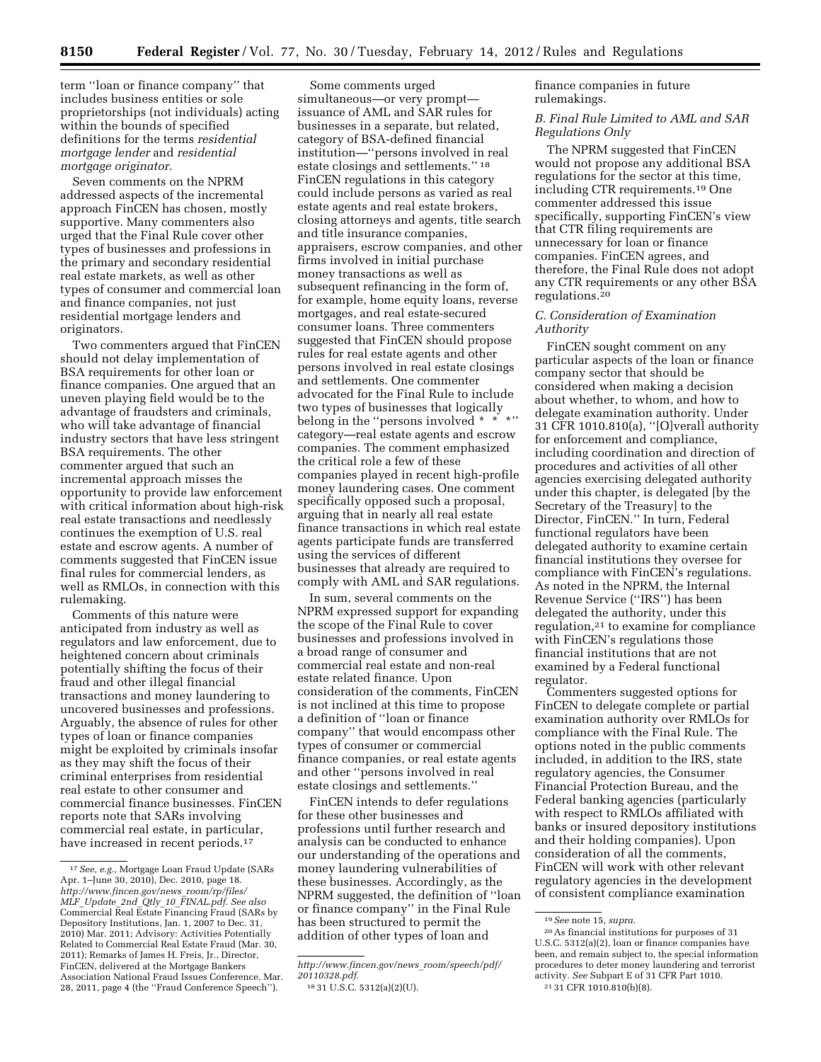term ''loan or finance company'' that includes business entities or sole proprietorships (not individuals) acting within the bounds of specified definitions for the terms *residential mortgage lender* and *residential mortgage originator*.

Seven comments on the NPRM addressed aspects of the incremental approach FinCEN has chosen, mostly supportive. Many commenters also urged that the Final Rule cover other types of businesses and professions in the primary and secondary residential real estate markets, as well as other types of consumer and commercial loan and finance companies, not just residential mortgage lenders and originators.

Two commenters argued that FinCEN should not delay implementation of BSA requirements for other loan or finance companies. One argued that an uneven playing field would be to the advantage of fraudsters and criminals, who will take advantage of financial industry sectors that have less stringent BSA requirements. The other commenter argued that such an incremental approach misses the opportunity to provide law enforcement with critical information about high-risk real estate transactions and needlessly continues the exemption of U.S. real estate and escrow agents. A number of comments suggested that FinCEN issue final rules for commercial lenders, as well as RMLOs, in connection with this rulemaking.

Comments of this nature were anticipated from industry as well as regulators and law enforcement, due to heightened concern about criminals potentially shifting the focus of their fraud and other illegal financial transactions and money laundering to uncovered businesses and professions. Arguably, the absence of rules for other types of loan or finance companies might be exploited by criminals insofar as they may shift the focus of their criminal enterprises from residential real estate to other consumer and commercial finance businesses. FinCEN reports note that SARs involving commercial real estate, in particular, have increased in recent periods.[17]

Some comments urged simultaneous—or very prompt—issuance of AML and SAR rules for businesses in a separate, but related, category of BSA-defined financial institution—''persons involved in real estate closings and settlements.''[18] FinCEN regulations in this category could include persons as varied as real estate agents and real estate brokers, closing attorneys and agents, title search and title insurance companies, appraisers, escrow companies, and other firms involved in initial purchase money transactions as well as subsequent refinancing in the form of, for example, home equity loans, reverse mortgages, and real estate-secured consumer loans. Three commenters suggested that FinCEN should propose rules for real estate agents and other persons involved in real estate closings and settlements. One commenter advocated for the Final Rule to include two types of businesses that logically belong in the ''persons involved * * *'' category—real estate agents and escrow companies. The comment emphasized the critical role a few of these companies played in recent high-profile money laundering cases. One comment specifically opposed such a proposal, arguing that in nearly all real estate finance transactions in which real estate agents participate funds are transferred using the services of different businesses that already are required to comply with AML and SAR regulations.

In sum, several comments on the NPRM expressed support for expanding the scope of the Final Rule to cover businesses and professions involved in a broad range of consumer and commercial real estate and non-real estate related finance. Upon consideration of the comments, FinCEN is not inclined at this time to propose a definition of ''loan or finance company'' that would encompass other types of consumer or commercial finance companies, or real estate agents and other ''persons involved in real estate closings and settlements.''

FinCEN intends to defer regulations for these other businesses and professions until further research and analysis can be conducted to enhance our understanding of the operations and money laundering vulnerabilities of these businesses. Accordingly, as the NPRM suggested, the definition of ''loan or finance company'' in the Final Rule has been structured to permit the addition of other types of loan and finance companies in future rulemakings.

### B. Final Rule Limited to AML and SAR Regulations Only

The NPRM suggested that FinCEN would not propose any additional BSA regulations for the sector at this time, including CTR requirements.[19] One commenter addressed this issue specifically, supporting FinCEN's view that CTR filing requirements are unnecessary for loan or finance companies. FinCEN agrees, and therefore, the Final Rule does not adopt any CTR requirements or any other BSA regulations.[20]

### C. Consideration of Examination Authority

FinCEN sought comment on any particular aspects of the loan or finance company sector that should be considered when making a decision about whether, to whom, and how to delegate examination authority. Under 31 CFR 1010.810(a), ''[O]verall authority for enforcement and compliance, including coordination and direction of procedures and activities of all other agencies exercising delegated authority under this chapter, is delegated [by the Secretary of the Treasury] to the Director, FinCEN.'' In turn, Federal functional regulators have been delegated authority to examine certain financial institutions they oversee for compliance with FinCEN's regulations. As noted in the NPRM, the Internal Revenue Service (''IRS'') has been delegated the authority, under this regulation,[21] to examine for compliance with FinCEN's regulations those financial institutions that are not examined by a Federal functional regulator.

Commenters suggested options for FinCEN to delegate complete or partial examination authority over RMLOs for compliance with the Final Rule. The options noted in the public comments included, in addition to the IRS, state regulatory agencies, the Consumer Financial Protection Bureau, and the Federal banking agencies (particularly with respect to RMLOs affiliated with banks or insured depository institutions and their holding companies). Upon consideration of all the comments, FinCEN will work with other relevant regulatory agencies in the development of consistent compliance examination

---

[17] *See, e.g.,* Mortgage Loan Fraud Update (SARs Apr. 1–June 30, 2010), Dec. 2010, page 18. *http://www.fincen.gov/news_room/rp/files/MLF_Update_2nd_Qtly_10_FINAL.pdf. See also* Commercial Real Estate Financing Fraud (SARs by Depository Institutions, Jan. 1, 2007 to Dec. 31, 2010) Mar. 2011; Advisory: Activities Potentially Related to Commercial Real Estate Fraud (Mar. 30, 2011); Remarks of James H. Freis, Jr., Director, FinCEN, delivered at the Mortgage Bankers Association National Fraud Issues Conference, Mar. 28, 2011, page 4 (the ''Fraud Conference Speech''). *http://www.fincen.gov/news_room/speech/pdf/20110328.pdf.*

[18] 31 U.S.C. 5312(a)(2)(U).

[19] *See* note 15, *supra.*

[20] As financial institutions for purposes of 31 U.S.C. 5312(a)(2), loan or finance companies have been, and remain subject to, the special information procedures to deter money laundering and terrorist activity. *See* Subpart E of 31 CFR Part 1010.

[21] 31 CFR 1010.810(b)(8).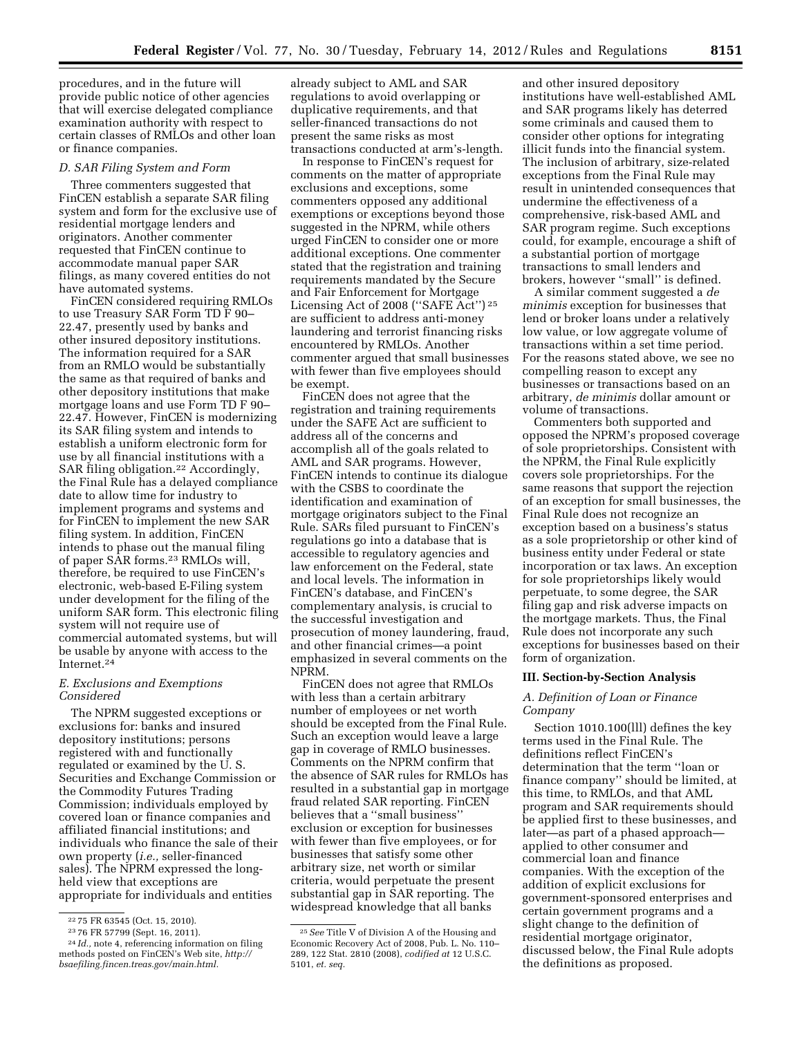procedures, and in the future will provide public notice of other agencies that will exercise delegated compliance examination authority with respect to certain classes of RMLOs and other loan or finance companies.

### D. SAR Filing System and Form

Three commenters suggested that FinCEN establish a separate SAR filing system and form for the exclusive use of residential mortgage lenders and originators. Another commenter requested that FinCEN continue to accommodate manual paper SAR filings, as many covered entities do not have automated systems.

FinCEN considered requiring RMLOs to use Treasury SAR Form TD F 90–22.47, presently used by banks and other insured depository institutions. The information required for a SAR from an RMLO would be substantially the same as that required of banks and other depository institutions that make mortgage loans and use Form TD F 90–22.47. However, FinCEN is modernizing its SAR filing system and intends to establish a uniform electronic form for use by all financial institutions with a SAR filing obligation.[22] Accordingly, the Final Rule has a delayed compliance date to allow time for industry to implement programs and systems and for FinCEN to implement the new SAR filing system. In addition, FinCEN intends to phase out the manual filing of paper SAR forms.[23] RMLOs will, therefore, be required to use FinCEN's electronic, web-based E-Filing system under development for the filing of the uniform SAR form. This electronic filing system will not require use of commercial automated systems, but will be usable by anyone with access to the Internet.[24]

### E. Exclusions and Exemptions Considered

The NPRM suggested exceptions or exclusions for: banks and insured depository institutions; persons registered with and functionally regulated or examined by the U. S. Securities and Exchange Commission or the Commodity Futures Trading Commission; individuals employed by covered loan or finance companies and affiliated financial institutions; and individuals who finance the sale of their own property (*i.e.,* seller-financed sales). The NPRM expressed the long-held view that exceptions are appropriate for individuals and entities already subject to AML and SAR regulations to avoid overlapping or duplicative requirements, and that seller-financed transactions do not present the same risks as most transactions conducted at arm's-length.

In response to FinCEN's request for comments on the matter of appropriate exclusions and exceptions, some commenters opposed any additional exemptions or exceptions beyond those suggested in the NPRM, while others urged FinCEN to consider one or more additional exceptions. One commenter stated that the registration and training requirements mandated by the Secure and Fair Enforcement for Mortgage Licensing Act of 2008 (''SAFE Act'')[25] are sufficient to address anti-money laundering and terrorist financing risks encountered by RMLOs. Another commenter argued that small businesses with fewer than five employees should be exempt.

FinCEN does not agree that the registration and training requirements under the SAFE Act are sufficient to address all of the concerns and accomplish all of the goals related to AML and SAR programs. However, FinCEN intends to continue its dialogue with the CSBS to coordinate the identification and examination of mortgage originators subject to the Final Rule. SARs filed pursuant to FinCEN's regulations go into a database that is accessible to regulatory agencies and law enforcement on the Federal, state and local levels. The information in FinCEN's database, and FinCEN's complementary analysis, is crucial to the successful investigation and prosecution of money laundering, fraud, and other financial crimes—a point emphasized in several comments on the NPRM.

FinCEN does not agree that RMLOs with less than a certain arbitrary number of employees or net worth should be excepted from the Final Rule. Such an exception would leave a large gap in coverage of RMLO businesses. Comments on the NPRM confirm that the absence of SAR rules for RMLOs has resulted in a substantial gap in mortgage fraud related SAR reporting. FinCEN believes that a ''small business'' exclusion or exception for businesses with fewer than five employees, or for businesses that satisfy some other arbitrary size, net worth or similar criteria, would perpetuate the present substantial gap in SAR reporting. The widespread knowledge that all banks and other insured depository institutions have well-established AML and SAR programs likely has deterred some criminals and caused them to consider other options for integrating illicit funds into the financial system. The inclusion of arbitrary, size-related exceptions from the Final Rule may result in unintended consequences that undermine the effectiveness of a comprehensive, risk-based AML and SAR program regime. Such exceptions could, for example, encourage a shift of a substantial portion of mortgage transactions to small lenders and brokers, however ''small'' is defined.

A similar comment suggested a *de minimis* exception for businesses that lend or broker loans under a relatively low value, or low aggregate volume of transactions within a set time period. For the reasons stated above, we see no compelling reason to except any businesses or transactions based on an arbitrary, *de minimis* dollar amount or volume of transactions.

Commenters both supported and opposed the NPRM's proposed coverage of sole proprietorships. Consistent with the NPRM, the Final Rule explicitly covers sole proprietorships. For the same reasons that support the rejection of an exception for small businesses, the Final Rule does not recognize an exception based on a business's status as a sole proprietorship or other kind of business entity under Federal or state incorporation or tax laws. An exception for sole proprietorships likely would perpetuate, to some degree, the SAR filing gap and risk adverse impacts on the mortgage markets. Thus, the Final Rule does not incorporate any such exceptions for businesses based on their form of organization.

## III. Section-by-Section Analysis

### A. Definition of Loan or Finance Company

Section 1010.100(lll) defines the key terms used in the Final Rule. The definitions reflect FinCEN's determination that the term ''loan or finance company'' should be limited, at this time, to RMLOs, and that AML program and SAR requirements should be applied first to these businesses, and later—as part of a phased approach—applied to other consumer and commercial loan and finance companies. With the exception of the addition of explicit exclusions for government-sponsored enterprises and certain government programs and a slight change to the definition of residential mortgage originator, discussed below, the Final Rule adopts the definitions as proposed.

---

[22] 75 FR 63545 (Oct. 15, 2010).

[23] 76 FR 57799 (Sept. 16, 2011).

[24] *Id.,* note 4, referencing information on filing methods posted on FinCEN's Web site, *http://bsaefiling.fincen.treas.gov/main.html.*

[25] *See* Title V of Division A of the Housing and Economic Recovery Act of 2008, Pub. L. No. 110–289, 122 Stat. 2810 (2008), *codified at* 12 U.S.C. 5101, *et. seq.*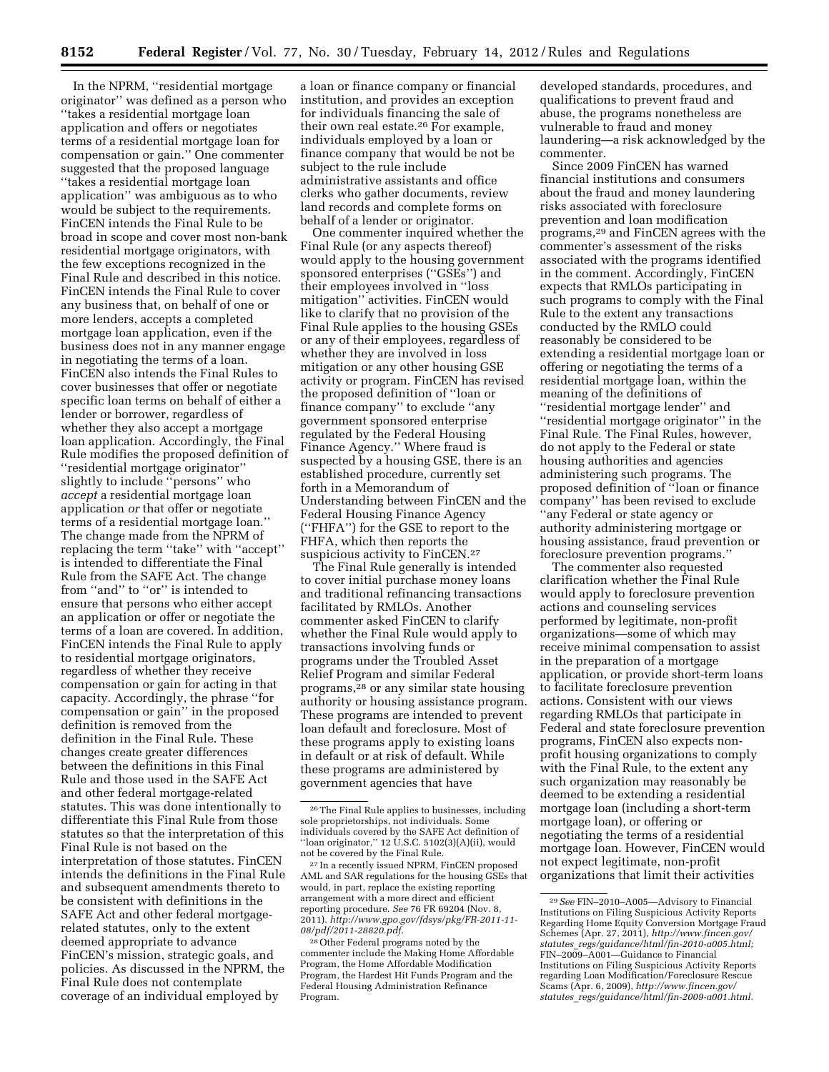In the NPRM, ''residential mortgage originator'' was defined as a person who ''takes a residential mortgage loan application and offers or negotiates terms of a residential mortgage loan for compensation or gain.'' One commenter suggested that the proposed language ''takes a residential mortgage loan application'' was ambiguous as to who would be subject to the requirements. FinCEN intends the Final Rule to be broad in scope and cover most non-bank residential mortgage originators, with the few exceptions recognized in the Final Rule and described in this notice. FinCEN intends the Final Rule to cover any business that, on behalf of one or more lenders, accepts a completed mortgage loan application, even if the business does not in any manner engage in negotiating the terms of a loan. FinCEN also intends the Final Rules to cover businesses that offer or negotiate specific loan terms on behalf of either a lender or borrower, regardless of whether they also accept a mortgage loan application. Accordingly, the Final Rule modifies the proposed definition of ''residential mortgage originator'' slightly to include ''persons'' who *accept* a residential mortgage loan application *or* that offer or negotiate terms of a residential mortgage loan.'' The change made from the NPRM of replacing the term ''take'' with ''accept'' is intended to differentiate the Final Rule from the SAFE Act. The change from ''and'' to ''or'' is intended to ensure that persons who either accept an application or offer or negotiate the terms of a loan are covered. In addition, FinCEN intends the Final Rule to apply to residential mortgage originators, regardless of whether they receive compensation or gain for acting in that capacity. Accordingly, the phrase ''for compensation or gain'' in the proposed definition is removed from the definition in the Final Rule. These changes create greater differences between the definitions in this Final Rule and those used in the SAFE Act and other federal mortgage-related statutes. This was done intentionally to differentiate this Final Rule from those statutes so that the interpretation of this Final Rule is not based on the interpretation of those statutes. FinCEN intends the definitions in the Final Rule and subsequent amendments thereto to be consistent with definitions in the SAFE Act and other federal mortgage-related statutes, only to the extent deemed appropriate to advance FinCEN's mission, strategic goals, and policies. As discussed in the NPRM, the Final Rule does not contemplate coverage of an individual employed by a loan or finance company or financial institution, and provides an exception for individuals financing the sale of their own real estate.[26] For example, individuals employed by a loan or finance company that would be not be subject to the rule include administrative assistants and office clerks who gather documents, review land records and complete forms on behalf of a lender or originator.

One commenter inquired whether the Final Rule (or any aspects thereof) would apply to the housing government sponsored enterprises (''GSEs'') and their employees involved in ''loss mitigation'' activities. FinCEN would like to clarify that no provision of the Final Rule applies to the housing GSEs or any of their employees, regardless of whether they are involved in loss mitigation or any other housing GSE activity or program. FinCEN has revised the proposed definition of ''loan or finance company'' to exclude ''any government sponsored enterprise regulated by the Federal Housing Finance Agency.'' Where fraud is suspected by a housing GSE, there is an established procedure, currently set forth in a Memorandum of Understanding between FinCEN and the Federal Housing Finance Agency (''FHFA'') for the GSE to report to the FHFA, which then reports the suspicious activity to FinCEN.[27]

The Final Rule generally is intended to cover initial purchase money loans and traditional refinancing transactions facilitated by RMLOs. Another commenter asked FinCEN to clarify whether the Final Rule would apply to transactions involving funds or programs under the Troubled Asset Relief Program and similar Federal programs,[28] or any similar state housing authority or housing assistance program. These programs are intended to prevent loan default and foreclosure. Most of these programs apply to existing loans in default or at risk of default. While these programs are administered by government agencies that have developed standards, procedures, and qualifications to prevent fraud and abuse, the programs nonetheless are vulnerable to fraud and money laundering—a risk acknowledged by the commenter.

Since 2009 FinCEN has warned financial institutions and consumers about the fraud and money laundering risks associated with foreclosure prevention and loan modification programs,[29] and FinCEN agrees with the commenter's assessment of the risks associated with the programs identified in the comment. Accordingly, FinCEN expects that RMLOs participating in such programs to comply with the Final Rule to the extent any transactions conducted by the RMLO could reasonably be considered to be extending a residential mortgage loan or offering or negotiating the terms of a residential mortgage loan, within the meaning of the definitions of ''residential mortgage lender'' and ''residential mortgage originator'' in the Final Rule. The Final Rules, however, do not apply to the Federal or state housing authorities and agencies administering such programs. The proposed definition of ''loan or finance company'' has been revised to exclude ''any Federal or state agency or authority administering mortgage or housing assistance, fraud prevention or foreclosure prevention programs.''

The commenter also requested clarification whether the Final Rule would apply to foreclosure prevention actions and counseling services performed by legitimate, non-profit organizations—some of which may receive minimal compensation to assist in the preparation of a mortgage application, or provide short-term loans to facilitate foreclosure prevention actions. Consistent with our views regarding RMLOs that participate in Federal and state foreclosure prevention programs, FinCEN also expects non-profit housing organizations to comply with the Final Rule, to the extent any such organization may reasonably be deemed to be extending a residential mortgage loan (including a short-term mortgage loan), or offering or negotiating the terms of a residential mortgage loan. However, FinCEN would not expect legitimate, non-profit organizations that limit their activities

---

[26] The Final Rule applies to businesses, including sole proprietorships, not individuals. Some individuals covered by the SAFE Act definition of ''loan originator,'' 12 U.S.C. 5102(3)(A)(ii), would not be covered by the Final Rule.

[27] In a recently issued NPRM, FinCEN proposed AML and SAR regulations for the housing GSEs that would, in part, replace the existing reporting arrangement with a more direct and efficient reporting procedure. *See* 76 FR 69204 (Nov. 8, 2011). *http://www.gpo.gov/fdsys/pkg/FR-2011-11-08/pdf/2011-28820.pdf.*

[28] Other Federal programs noted by the commenter include the Making Home Affordable Program, the Home Affordable Modification Program, the Hardest Hit Funds Program and the Federal Housing Administration Refinance Program.

[29] *See* FIN–2010–A005—Advisory to Financial Institutions on Filing Suspicious Activity Reports Regarding Home Equity Conversion Mortgage Fraud Schemes (Apr. 27, 2011), *http://www.fincen.gov/statutes_regs/guidance/html/fin-2010-a005.html;* FIN–2009–A001—Guidance to Financial Institutions on Filing Suspicious Activity Reports regarding Loan Modification/Foreclosure Rescue Scams (Apr. 6, 2009), *http://www.fincen.gov/statutes_regs/guidance/html/fin-2009-a001.html.*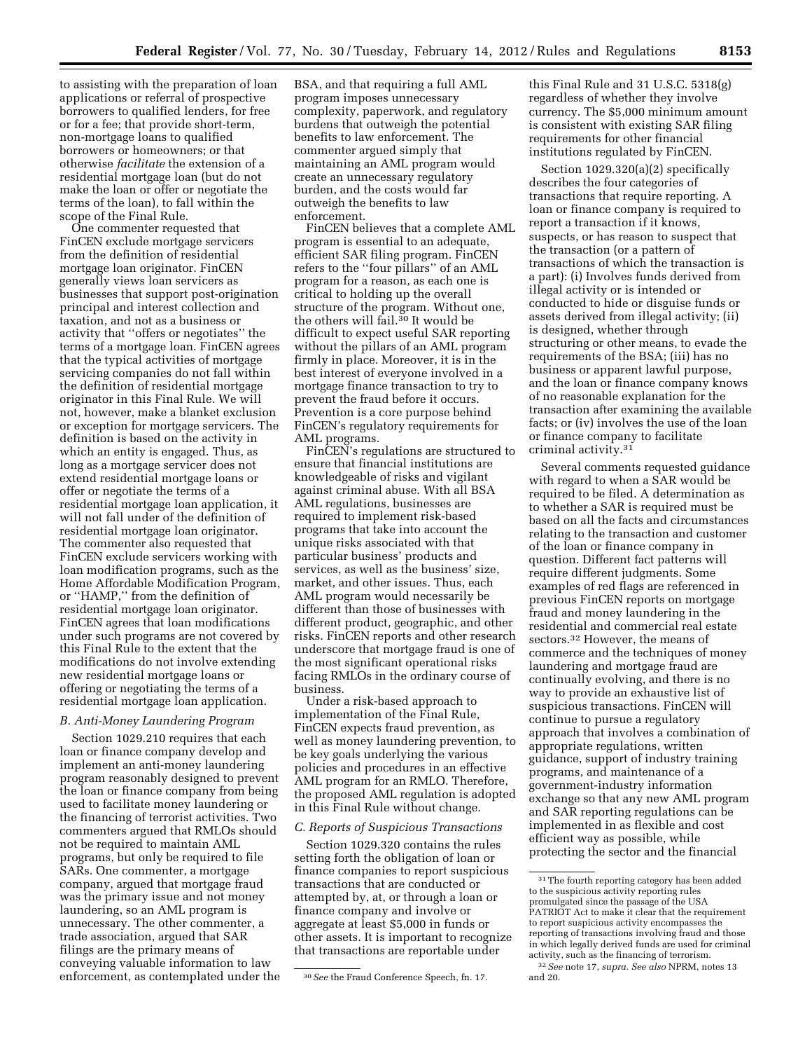to assisting with the preparation of loan applications or referral of prospective borrowers to qualified lenders, for free or for a fee; that provide short-term, non-mortgage loans to qualified borrowers or homeowners; or that otherwise *facilitate* the extension of a residential mortgage loan (but do not make the loan or offer or negotiate the terms of the loan), to fall within the scope of the Final Rule.

One commenter requested that FinCEN exclude mortgage servicers from the definition of residential mortgage loan originator. FinCEN generally views loan servicers as businesses that support post-origination principal and interest collection and taxation, and not as a business or activity that ''offers or negotiates'' the terms of a mortgage loan. FinCEN agrees that the typical activities of mortgage servicing companies do not fall within the definition of residential mortgage originator in this Final Rule. We will not, however, make a blanket exclusion or exception for mortgage servicers. The definition is based on the activity in which an entity is engaged. Thus, as long as a mortgage servicer does not extend residential mortgage loans or offer or negotiate the terms of a residential mortgage loan application, it will not fall under of the definition of residential mortgage loan originator. The commenter also requested that FinCEN exclude servicers working with loan modification programs, such as the Home Affordable Modification Program, or ''HAMP,'' from the definition of residential mortgage loan originator. FinCEN agrees that loan modifications under such programs are not covered by this Final Rule to the extent that the modifications do not involve extending new residential mortgage loans or offering or negotiating the terms of a residential mortgage loan application.

### *B. Anti-Money Laundering Program*

Section 1029.210 requires that each loan or finance company develop and implement an anti-money laundering program reasonably designed to prevent the loan or finance company from being used to facilitate money laundering or the financing of terrorist activities. Two commenters argued that RMLOs should not be required to maintain AML programs, but only be required to file SARs. One commenter, a mortgage company, argued that mortgage fraud was the primary issue and not money laundering, so an AML program is unnecessary. The other commenter, a trade association, argued that SAR filings are the primary means of conveying valuable information to law enforcement, as contemplated under the BSA, and that requiring a full AML program imposes unnecessary complexity, paperwork, and regulatory burdens that outweigh the potential benefits to law enforcement. The commenter argued simply that maintaining an AML program would create an unnecessary regulatory burden, and the costs would far outweigh the benefits to law enforcement.

FinCEN believes that a complete AML program is essential to an adequate, efficient SAR filing program. FinCEN refers to the ''four pillars'' of an AML program for a reason, as each one is critical to holding up the overall structure of the program. Without one, the others will fail.[30] It would be difficult to expect useful SAR reporting without the pillars of an AML program firmly in place. Moreover, it is in the best interest of everyone involved in a mortgage finance transaction to try to prevent the fraud before it occurs. Prevention is a core purpose behind FinCEN's regulatory requirements for AML programs.

FinCEN's regulations are structured to ensure that financial institutions are knowledgeable of risks and vigilant against criminal abuse. With all BSA AML regulations, businesses are required to implement risk-based programs that take into account the unique risks associated with that particular business' products and services, as well as the business' size, market, and other issues. Thus, each AML program would necessarily be different than those of businesses with different product, geographic, and other risks. FinCEN reports and other research underscore that mortgage fraud is one of the most significant operational risks facing RMLOs in the ordinary course of business.

Under a risk-based approach to implementation of the Final Rule, FinCEN expects fraud prevention, as well as money laundering prevention, to be key goals underlying the various policies and procedures in an effective AML program for an RMLO. Therefore, the proposed AML regulation is adopted in this Final Rule without change.

### *C. Reports of Suspicious Transactions*

Section 1029.320 contains the rules setting forth the obligation of loan or finance companies to report suspicious transactions that are conducted or attempted by, at, or through a loan or finance company and involve or aggregate at least $5,000 in funds or other assets. It is important to recognize that transactions are reportable under this Final Rule and 31 U.S.C. 5318(g) regardless of whether they involve currency. The $5,000 minimum amount is consistent with existing SAR filing requirements for other financial institutions regulated by FinCEN.

Section 1029.320(a)(2) specifically describes the four categories of transactions that require reporting. A loan or finance company is required to report a transaction if it knows, suspects, or has reason to suspect that the transaction (or a pattern of transactions of which the transaction is a part): (i) Involves funds derived from illegal activity or is intended or conducted to hide or disguise funds or assets derived from illegal activity; (ii) is designed, whether through structuring or other means, to evade the requirements of the BSA; (iii) has no business or apparent lawful purpose, and the loan or finance company knows of no reasonable explanation for the transaction after examining the available facts; or (iv) involves the use of the loan or finance company to facilitate criminal activity.[31]

Several comments requested guidance with regard to when a SAR would be required to be filed. A determination as to whether a SAR is required must be based on all the facts and circumstances relating to the transaction and customer of the loan or finance company in question. Different fact patterns will require different judgments. Some examples of red flags are referenced in previous FinCEN reports on mortgage fraud and money laundering in the residential and commercial real estate sectors.[32] However, the means of commerce and the techniques of money laundering and mortgage fraud are continually evolving, and there is no way to provide an exhaustive list of suspicious transactions. FinCEN will continue to pursue a regulatory approach that involves a combination of appropriate regulations, written guidance, support of industry training programs, and maintenance of a government-industry information exchange so that any new AML program and SAR reporting regulations can be implemented in as flexible and cost efficient way as possible, while protecting the sector and the financial

---

[30] *See* the Fraud Conference Speech, fn. 17.

[31] The fourth reporting category has been added to the suspicious activity reporting rules promulgated since the passage of the USA PATRIOT Act to make it clear that the requirement to report suspicious activity encompasses the reporting of transactions involving fraud and those in which legally derived funds are used for criminal activity, such as the financing of terrorism.

[32] *See* note 17, *supra. See also* NPRM, notes 13 and 20.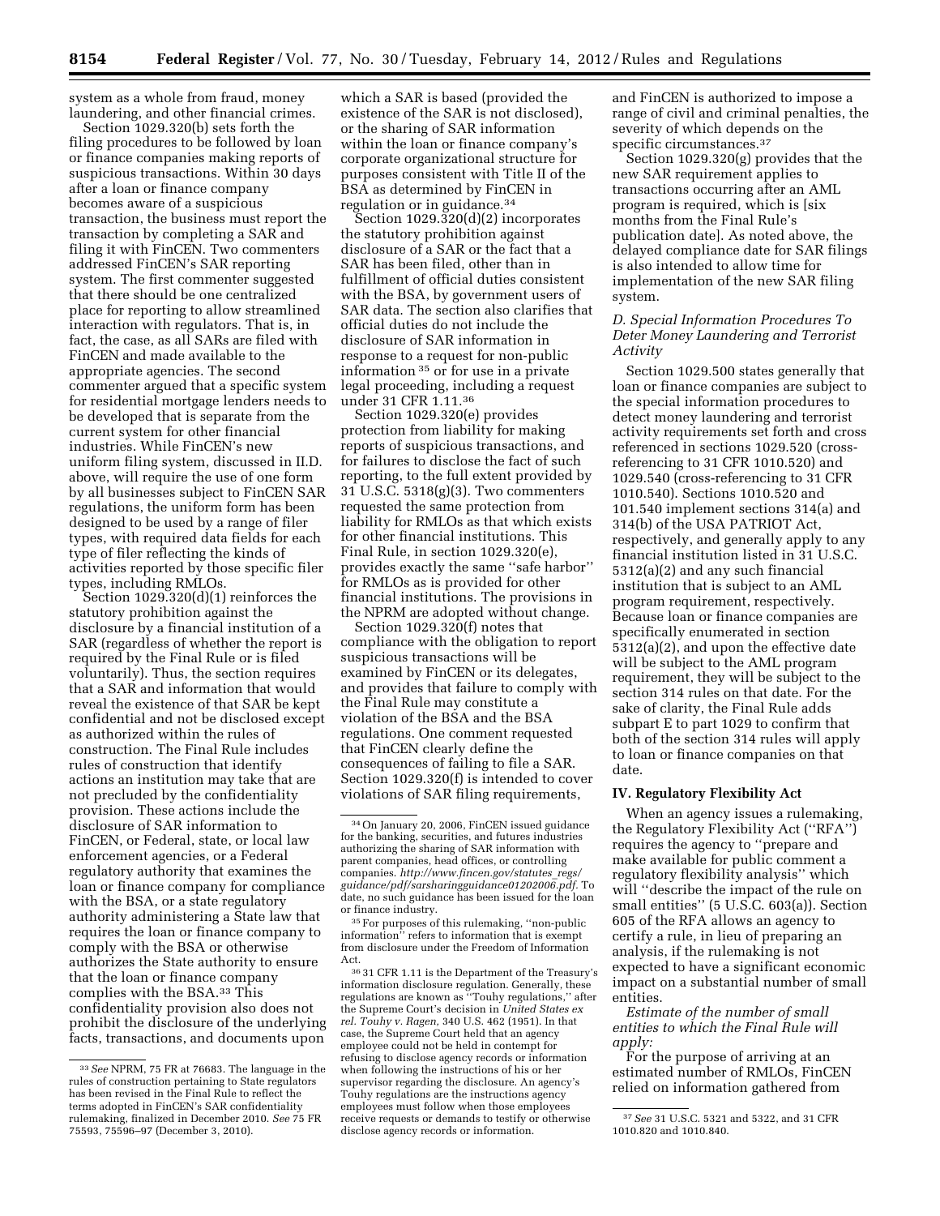system as a whole from fraud, money laundering, and other financial crimes.

Section 1029.320(b) sets forth the filing procedures to be followed by loan or finance companies making reports of suspicious transactions. Within 30 days after a loan or finance company becomes aware of a suspicious transaction, the business must report the transaction by completing a SAR and filing it with FinCEN. Two commenters addressed FinCEN's SAR reporting system. The first commenter suggested that there should be one centralized place for reporting to allow streamlined interaction with regulators. That is, in fact, the case, as all SARs are filed with FinCEN and made available to the appropriate agencies. The second commenter argued that a specific system for residential mortgage lenders needs to be developed that is separate from the current system for other financial industries. While FinCEN's new uniform filing system, discussed in II.D. above, will require the use of one form by all businesses subject to FinCEN SAR regulations, the uniform form has been designed to be used by a range of filer types, with required data fields for each type of filer reflecting the kinds of activities reported by those specific filer types, including RMLOs.

Section 1029.320(d)(1) reinforces the statutory prohibition against the disclosure by a financial institution of a SAR (regardless of whether the report is required by the Final Rule or is filed voluntarily). Thus, the section requires that a SAR and information that would reveal the existence of that SAR be kept confidential and not be disclosed except as authorized within the rules of construction. The Final Rule includes rules of construction that identify actions an institution may take that are not precluded by the confidentiality provision. These actions include the disclosure of SAR information to FinCEN, or Federal, state, or local law enforcement agencies, or a Federal regulatory authority that examines the loan or finance company for compliance with the BSA, or a state regulatory authority administering a State law that requires the loan or finance company to comply with the BSA or otherwise authorizes the State authority to ensure that the loan or finance company complies with the BSA.[33] This confidentiality provision also does not prohibit the disclosure of the underlying facts, transactions, and documents upon which a SAR is based (provided the existence of the SAR is not disclosed), or the sharing of SAR information within the loan or finance company's corporate organizational structure for purposes consistent with Title II of the BSA as determined by FinCEN in regulation or in guidance.[34]

Section 1029.320(d)(2) incorporates the statutory prohibition against disclosure of a SAR or the fact that a SAR has been filed, other than in fulfillment of official duties consistent with the BSA, by government users of SAR data. The section also clarifies that official duties do not include the disclosure of SAR information in response to a request for non-public information[35] or for use in a private legal proceeding, including a request under 31 CFR 1.11.[36]

Section 1029.320(e) provides protection from liability for making reports of suspicious transactions, and for failures to disclose the fact of such reporting, to the full extent provided by 31 U.S.C. 5318(g)(3). Two commenters requested the same protection from liability for RMLOs as that which exists for other financial institutions. This Final Rule, in section 1029.320(e), provides exactly the same "safe harbor" for RMLOs as is provided for other financial institutions. The provisions in the NPRM are adopted without change.

Section 1029.320(f) notes that compliance with the obligation to report suspicious transactions will be examined by FinCEN or its delegates, and provides that failure to comply with the Final Rule may constitute a violation of the BSA and the BSA regulations. One comment requested that FinCEN clearly define the consequences of failing to file a SAR. Section 1029.320(f) is intended to cover violations of SAR filing requirements, and FinCEN is authorized to impose a range of civil and criminal penalties, the severity of which depends on the specific circumstances.[37]

Section 1029.320(g) provides that the new SAR requirement applies to transactions occurring after an AML program is required, which is [six months from the Final Rule's publication date]. As noted above, the delayed compliance date for SAR filings is also intended to allow time for implementation of the new SAR filing system.

### D. Special Information Procedures To Deter Money Laundering and Terrorist Activity

Section 1029.500 states generally that loan or finance companies are subject to the special information procedures to detect money laundering and terrorist activity requirements set forth and cross referenced in sections 1029.520 (cross-referencing to 31 CFR 1010.520) and 1029.540 (cross-referencing to 31 CFR 1010.540). Sections 1010.520 and 101.540 implement sections 314(a) and 314(b) of the USA PATRIOT Act, respectively, and generally apply to any financial institution listed in 31 U.S.C. 5312(a)(2) and any such financial institution that is subject to an AML program requirement, respectively. Because loan or finance companies are specifically enumerated in section 5312(a)(2), and upon the effective date will be subject to the AML program requirement, they will be subject to the section 314 rules on that date. For the sake of clarity, the Final Rule adds subpart E to part 1029 to confirm that both of the section 314 rules will apply to loan or finance companies on that date.

## IV. Regulatory Flexibility Act

When an agency issues a rulemaking, the Regulatory Flexibility Act ("RFA") requires the agency to "prepare and make available for public comment a regulatory flexibility analysis" which will "describe the impact of the rule on small entities" (5 U.S.C. 603(a)). Section 605 of the RFA allows an agency to certify a rule, in lieu of preparing an analysis, if the rulemaking is not expected to have a significant economic impact on a substantial number of small entities.

*Estimate of the number of small entities to which the Final Rule will apply:*

For the purpose of arriving at an estimated number of RMLOs, FinCEN relied on information gathered from

---

[33] *See* NPRM, 75 FR at 76683. The language in the rules of construction pertaining to State regulators has been revised in the Final Rule to reflect the terms adopted in FinCEN's SAR confidentiality rulemaking, finalized in December 2010. *See* 75 FR 75593, 75596–97 (December 3, 2010).

[34] On January 20, 2006, FinCEN issued guidance for the banking, securities, and futures industries authorizing the sharing of SAR information with parent companies, head offices, or controlling companies. *http://www.fincen.gov/statutes_regs/guidance/pdf/sarsharingguidance01202006.pdf*. To date, no such guidance has been issued for the loan or finance industry.

[35] For purposes of this rulemaking, "non-public information" refers to information that is exempt from disclosure under the Freedom of Information Act.

[36] 31 CFR 1.11 is the Department of the Treasury's information disclosure regulation. Generally, these regulations are known as "Touhy regulations," after the Supreme Court's decision in *United States ex rel. Touhy v. Ragen*, 340 U.S. 462 (1951). In that case, the Supreme Court held that an agency employee could not be held in contempt for refusing to disclose agency records or information when following the instructions of his or her supervisor regarding the disclosure. An agency's Touhy regulations are the instructions agency employees must follow when those employees receive requests or demands to testify or otherwise disclose agency records or information.

[37] *See* 31 U.S.C. 5321 and 5322, and 31 CFR 1010.820 and 1010.840.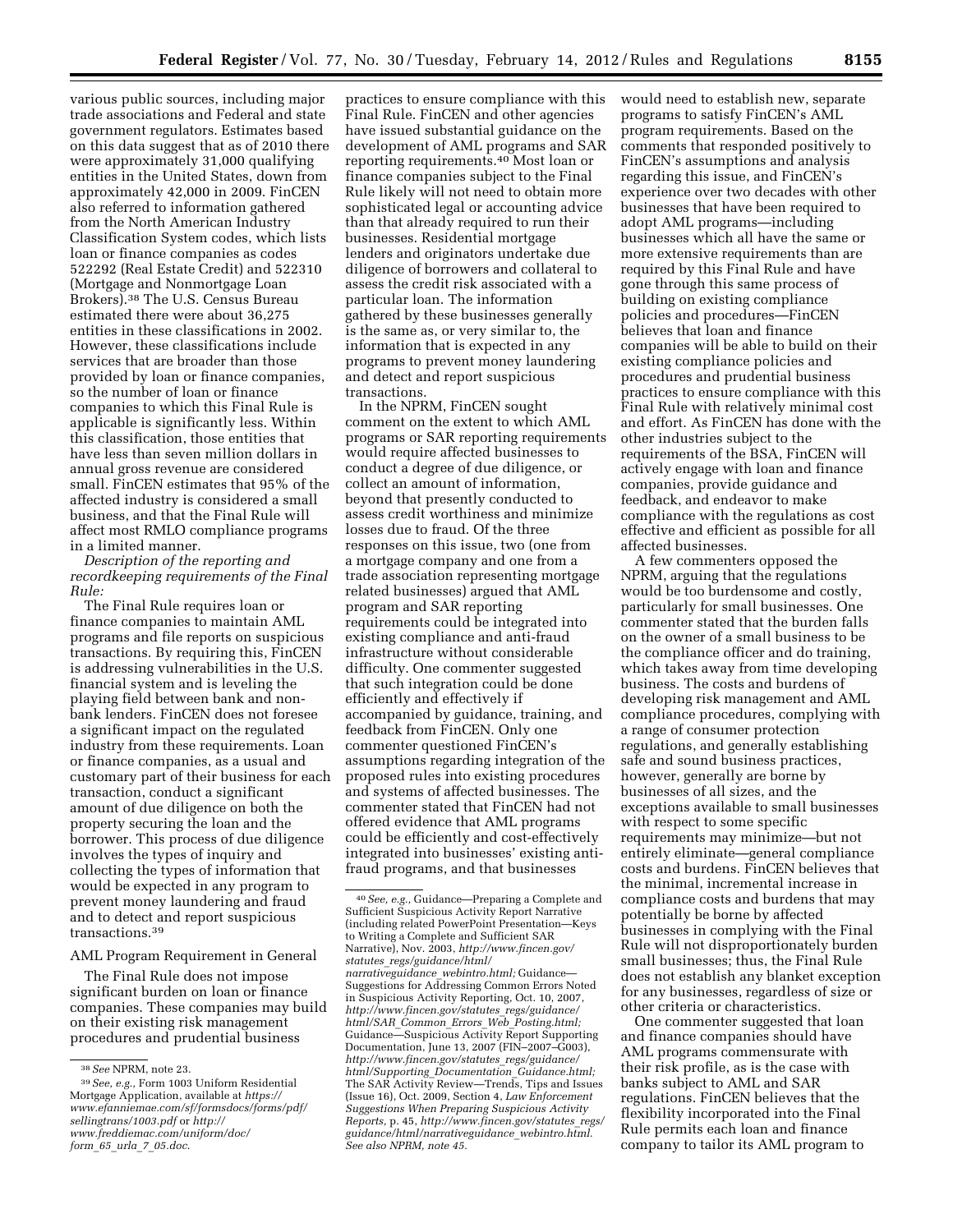various public sources, including major trade associations and Federal and state government regulators. Estimates based on this data suggest that as of 2010 there were approximately 31,000 qualifying entities in the United States, down from approximately 42,000 in 2009. FinCEN also referred to information gathered from the North American Industry Classification System codes, which lists loan or finance companies as codes 522292 (Real Estate Credit) and 522310 (Mortgage and Nonmortgage Loan Brokers).[38] The U.S. Census Bureau estimated there were about 36,275 entities in these classifications in 2002. However, these classifications include services that are broader than those provided by loan or finance companies, so the number of loan or finance companies to which this Final Rule is applicable is significantly less. Within this classification, those entities that have less than seven million dollars in annual gross revenue are considered small. FinCEN estimates that 95% of the affected industry is considered a small business, and that the Final Rule will affect most RMLO compliance programs in a limited manner.

*Description of the reporting and recordkeeping requirements of the Final Rule:*

The Final Rule requires loan or finance companies to maintain AML programs and file reports on suspicious transactions. By requiring this, FinCEN is addressing vulnerabilities in the U.S. financial system and is leveling the playing field between bank and non-bank lenders. FinCEN does not foresee a significant impact on the regulated industry from these requirements. Loan or finance companies, as a usual and customary part of their business for each transaction, conduct a significant amount of due diligence on both the property securing the loan and the borrower. This process of due diligence involves the types of inquiry and collecting the types of information that would be expected in any program to prevent money laundering and fraud and to detect and report suspicious transactions.[39]

AML Program Requirement in General

The Final Rule does not impose significant burden on loan or finance companies. These companies may build on their existing risk management procedures and prudential business practices to ensure compliance with this Final Rule. FinCEN and other agencies have issued substantial guidance on the development of AML programs and SAR reporting requirements.[40] Most loan or finance companies subject to the Final Rule likely will not need to obtain more sophisticated legal or accounting advice than that already required to run their businesses. Residential mortgage lenders and originators undertake due diligence of borrowers and collateral to assess the credit risk associated with a particular loan. The information gathered by these businesses generally is the same as, or very similar to, the information that is expected in any programs to prevent money laundering and detect and report suspicious transactions.

In the NPRM, FinCEN sought comment on the extent to which AML programs or SAR reporting requirements would require affected businesses to conduct a degree of due diligence, or collect an amount of information, beyond that presently conducted to assess credit worthiness and minimize losses due to fraud. Of the three responses on this issue, two (one from a mortgage company and one from a trade association representing mortgage related businesses) argued that AML program and SAR reporting requirements could be integrated into existing compliance and anti-fraud infrastructure without considerable difficulty. One commenter suggested that such integration could be done efficiently and effectively if accompanied by guidance, training, and feedback from FinCEN. Only one commenter questioned FinCEN's assumptions regarding integration of the proposed rules into existing procedures and systems of affected businesses. The commenter stated that FinCEN had not offered evidence that AML programs could be efficiently and cost-effectively integrated into businesses' existing anti-fraud programs, and that businesses would need to establish new, separate programs to satisfy FinCEN's AML program requirements. Based on the comments that responded positively to FinCEN's assumptions and analysis regarding this issue, and FinCEN's experience over two decades with other businesses that have been required to adopt AML programs—including businesses which all have the same or more extensive requirements than are required by this Final Rule and have gone through this same process of building on existing compliance policies and procedures—FinCEN believes that loan and finance companies will be able to build on their existing compliance policies and procedures and prudential business practices to ensure compliance with this Final Rule with relatively minimal cost and effort. As FinCEN has done with the other industries subject to the requirements of the BSA, FinCEN will actively engage with loan and finance companies, provide guidance and feedback, and endeavor to make compliance with the regulations as cost effective and efficient as possible for all affected businesses.

A few commenters opposed the NPRM, arguing that the regulations would be too burdensome and costly, particularly for small businesses. One commenter stated that the burden falls on the owner of a small business to be the compliance officer and do training, which takes away from time developing business. The costs and burdens of developing risk management and AML compliance procedures, complying with a range of consumer protection regulations, and generally establishing safe and sound business practices, however, generally are borne by businesses of all sizes, and the exceptions available to small businesses with respect to some specific requirements may minimize—but not entirely eliminate—general compliance costs and burdens. FinCEN believes that the minimal, incremental increase in compliance costs and burdens that may potentially be borne by affected businesses in complying with the Final Rule will not disproportionately burden small businesses; thus, the Final Rule does not establish any blanket exception for any businesses, regardless of size or other criteria or characteristics.

One commenter suggested that loan and finance companies should have AML programs commensurate with their risk profile, as is the case with banks subject to AML and SAR regulations. FinCEN believes that the flexibility incorporated into the Final Rule permits each loan and finance company to tailor its AML program to

---

[38] *See* NPRM, note 23.

[39] *See, e.g.,* Form 1003 Uniform Residential Mortgage Application, available at *https://www.efanniemae.com/sf/formsdocs/forms/pdf/sellingtrans/1003.pdf* or *http://www.freddiemac.com/uniform/doc/form_65_urla_7_05.doc*.

[40] *See, e.g.,* Guidance—Preparing a Complete and Sufficient Suspicious Activity Report Narrative (including related PowerPoint Presentation—Keys to Writing a Complete and Sufficient SAR Narrative), Nov. 2003, *http://www.fincen.gov/statutes_regs/guidance/html/narrativeguidance_webintro.html;* Guidance—Suggestions for Addressing Common Errors Noted in Suspicious Activity Reporting, Oct. 10, 2007, *http://www.fincen.gov/statutes_regs/guidance/html/SAR_Common_Errors_Web_Posting.html;* Guidance—Suspicious Activity Report Supporting Documentation, June 13, 2007 (FIN–2007–G003), *http://www.fincen.gov/statutes_regs/guidance/html/Supporting_Documentation_Guidance.html;* The SAR Activity Review—Trends, Tips and Issues (Issue 16), Oct. 2009, Section 4, *Law Enforcement Suggestions When Preparing Suspicious Activity Reports,* p. 45, *http://www.fincen.gov/statutes_regs/guidance/html/narrativeguidance_webintro.html*. *See also NPRM, note 45.*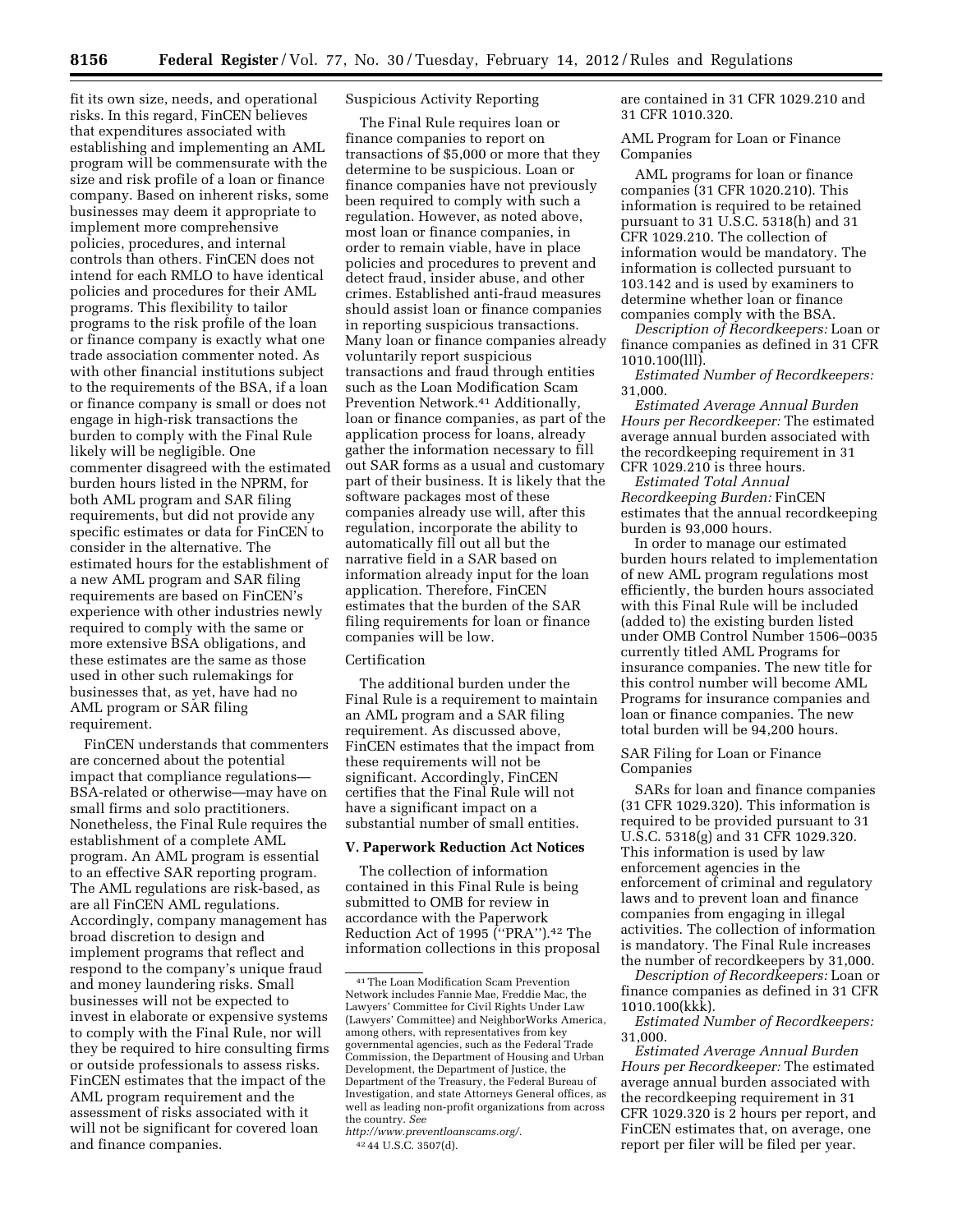fit its own size, needs, and operational risks. In this regard, FinCEN believes that expenditures associated with establishing and implementing an AML program will be commensurate with the size and risk profile of a loan or finance company. Based on inherent risks, some businesses may deem it appropriate to implement more comprehensive policies, procedures, and internal controls than others. FinCEN does not intend for each RMLO to have identical policies and procedures for their AML programs. This flexibility to tailor programs to the risk profile of the loan or finance company is exactly what one trade association commenter noted. As with other financial institutions subject to the requirements of the BSA, if a loan or finance company is small or does not engage in high-risk transactions the burden to comply with the Final Rule likely will be negligible. One commenter disagreed with the estimated burden hours listed in the NPRM, for both AML program and SAR filing requirements, but did not provide any specific estimates or data for FinCEN to consider in the alternative. The estimated hours for the establishment of a new AML program and SAR filing requirements are based on FinCEN's experience with other industries newly required to comply with the same or more extensive BSA obligations, and these estimates are the same as those used in other such rulemakings for businesses that, as yet, have had no AML program or SAR filing requirement.

FinCEN understands that commenters are concerned about the potential impact that compliance regulations—BSA-related or otherwise—may have on small firms and solo practitioners. Nonetheless, the Final Rule requires the establishment of a complete AML program. An AML program is essential to an effective SAR reporting program. The AML regulations are risk-based, as are all FinCEN AML regulations. Accordingly, company management has broad discretion to design and implement programs that reflect and respond to the company's unique fraud and money laundering risks. Small businesses will not be expected to invest in elaborate or expensive systems to comply with the Final Rule, nor will they be required to hire consulting firms or outside professionals to assess risks. FinCEN estimates that the impact of the AML program requirement and the assessment of risks associated with it will not be significant for covered loan and finance companies.

Suspicious Activity Reporting

The Final Rule requires loan or finance companies to report on transactions of $5,000 or more that they determine to be suspicious. Loan or finance companies have not previously been required to comply with such a regulation. However, as noted above, most loan or finance companies, in order to remain viable, have in place policies and procedures to prevent and detect fraud, insider abuse, and other crimes. Established anti-fraud measures should assist loan or finance companies in reporting suspicious transactions. Many loan or finance companies already voluntarily report suspicious transactions and fraud through entities such as the Loan Modification Scam Prevention Network.[41] Additionally, loan or finance companies, as part of the application process for loans, already gather the information necessary to fill out SAR forms as a usual and customary part of their business. It is likely that the software packages most of these companies already use will, after this regulation, incorporate the ability to automatically fill out all but the narrative field in a SAR based on information already input for the loan application. Therefore, FinCEN estimates that the burden of the SAR filing requirements for loan or finance companies will be low.

Certification

The additional burden under the Final Rule is a requirement to maintain an AML program and a SAR filing requirement. As discussed above, FinCEN estimates that the impact from these requirements will not be significant. Accordingly, FinCEN certifies that the Final Rule will not have a significant impact on a substantial number of small entities.

## V. Paperwork Reduction Act Notices

The collection of information contained in this Final Rule is being submitted to OMB for review in accordance with the Paperwork Reduction Act of 1995 ("PRA").[42] The information collections in this proposal are contained in 31 CFR 1029.210 and 31 CFR 1010.320.

AML Program for Loan or Finance Companies

AML programs for loan or finance companies (31 CFR 1020.210). This information is required to be retained pursuant to 31 U.S.C. 5318(h) and 31 CFR 1029.210. The collection of information would be mandatory. The information is collected pursuant to 103.142 and is used by examiners to determine whether loan or finance companies comply with the BSA.

*Description of Recordkeepers:* Loan or finance companies as defined in 31 CFR 1010.100(lll).

*Estimated Number of Recordkeepers:* 31,000.

*Estimated Average Annual Burden Hours per Recordkeeper:* The estimated average annual burden associated with the recordkeeping requirement in 31 CFR 1029.210 is three hours.

*Estimated Total Annual Recordkeeping Burden:* FinCEN estimates that the annual recordkeeping burden is 93,000 hours.

In order to manage our estimated burden hours related to implementation of new AML program regulations most efficiently, the burden hours associated with this Final Rule will be included (added to) the existing burden listed under OMB Control Number 1506–0035 currently titled AML Programs for insurance companies. The new title for this control number will become AML Programs for insurance companies and loan or finance companies. The new total burden will be 94,200 hours.

SAR Filing for Loan or Finance Companies

SARs for loan and finance companies (31 CFR 1029.320). This information is required to be provided pursuant to 31 U.S.C. 5318(g) and 31 CFR 1029.320. This information is used by law enforcement agencies in the enforcement of criminal and regulatory laws and to prevent loan and finance companies from engaging in illegal activities. The collection of information is mandatory. The Final Rule increases the number of recordkeepers by 31,000.

*Description of Recordkeepers:* Loan or finance companies as defined in 31 CFR 1010.100(kkk).

*Estimated Number of Recordkeepers:* 31,000.

*Estimated Average Annual Burden Hours per Recordkeeper:* The estimated average annual burden associated with the recordkeeping requirement in 31 CFR 1029.320 is 2 hours per report, and FinCEN estimates that, on average, one report per filer will be filed per year.

---

[41] The Loan Modification Scam Prevention Network includes Fannie Mae, Freddie Mac, the Lawyers' Committee for Civil Rights Under Law (Lawyers' Committee) and NeighborWorks America, among others, with representatives from key governmental agencies, such as the Federal Trade Commission, the Department of Housing and Urban Development, the Department of Justice, the Department of the Treasury, the Federal Bureau of Investigation, and state Attorneys General offices, as well as leading non-profit organizations from across the country. *See http://www.preventloanscams.org/.*

[42] 44 U.S.C. 3507(d).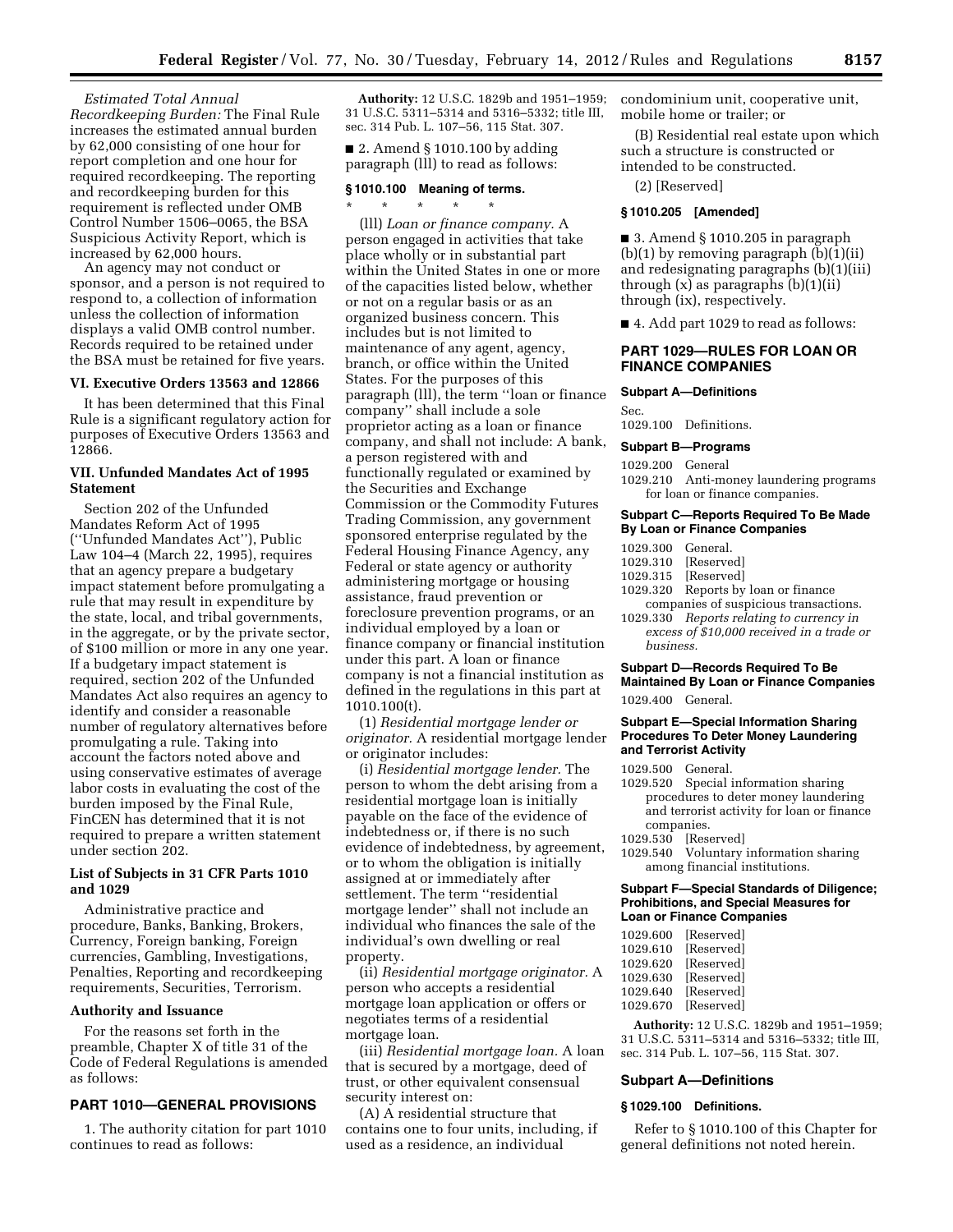*Estimated Total Annual Recordkeeping Burden:* The Final Rule increases the estimated annual burden by 62,000 consisting of one hour for report completion and one hour for required recordkeeping. The reporting and recordkeeping burden for this requirement is reflected under OMB Control Number 1506–0065, the BSA Suspicious Activity Report, which is increased by 62,000 hours.

An agency may not conduct or sponsor, and a person is not required to respond to, a collection of information unless the collection of information displays a valid OMB control number. Records required to be retained under the BSA must be retained for five years.

### VI. Executive Orders 13563 and 12866

It has been determined that this Final Rule is a significant regulatory action for purposes of Executive Orders 13563 and 12866.

### VII. Unfunded Mandates Act of 1995 Statement

Section 202 of the Unfunded Mandates Reform Act of 1995 (''Unfunded Mandates Act''), Public Law 104–4 (March 22, 1995), requires that an agency prepare a budgetary impact statement before promulgating a rule that may result in expenditure by the state, local, and tribal governments, in the aggregate, or by the private sector, of $100 million or more in any one year. If a budgetary impact statement is required, section 202 of the Unfunded Mandates Act also requires an agency to identify and consider a reasonable number of regulatory alternatives before promulgating a rule. Taking into account the factors noted above and using conservative estimates of average labor costs in evaluating the cost of the burden imposed by the Final Rule, FinCEN has determined that it is not required to prepare a written statement under section 202.

### List of Subjects in 31 CFR Parts 1010 and 1029

Administrative practice and procedure, Banks, Banking, Brokers, Currency, Foreign banking, Foreign currencies, Gambling, Investigations, Penalties, Reporting and recordkeeping requirements, Securities, Terrorism.

### Authority and Issuance

For the reasons set forth in the preamble, Chapter X of title 31 of the Code of Federal Regulations is amended as follows:

## PART 1010—GENERAL PROVISIONS

1. The authority citation for part 1010 continues to read as follows:

**Authority:** 12 U.S.C. 1829b and 1951–1959; 31 U.S.C. 5311–5314 and 5316–5332; title III, sec. 314 Pub. L. 107–56, 115 Stat. 307.

■ 2. Amend § 1010.100 by adding paragraph (lll) to read as follows:

### § 1010.100 Meaning of terms.

\* \* \* \* \*

(lll) *Loan or finance company.* A person engaged in activities that take place wholly or in substantial part within the United States in one or more of the capacities listed below, whether or not on a regular basis or as an organized business concern. This includes but is not limited to maintenance of any agent, agency, branch, or office within the United States. For the purposes of this paragraph (lll), the term ''loan or finance company'' shall include a sole proprietor acting as a loan or finance company, and shall not include: A bank, a person registered with and functionally regulated or examined by the Securities and Exchange Commission or the Commodity Futures Trading Commission, any government sponsored enterprise regulated by the Federal Housing Finance Agency, any Federal or state agency or authority administering mortgage or housing assistance, fraud prevention or foreclosure prevention programs, or an individual employed by a loan or finance company or financial institution under this part. A loan or finance company is not a financial institution as defined in the regulations in this part at 1010.100(t).

(1) *Residential mortgage lender or originator.* A residential mortgage lender or originator includes:

(i) *Residential mortgage lender.* The person to whom the debt arising from a residential mortgage loan is initially payable on the face of the evidence of indebtedness or, if there is no such evidence of indebtedness, by agreement, or to whom the obligation is initially assigned at or immediately after settlement. The term ''residential mortgage lender'' shall not include an individual who finances the sale of the individual's own dwelling or real property.

(ii) *Residential mortgage originator.* A person who accepts a residential mortgage loan application or offers or negotiates terms of a residential mortgage loan.

(iii) *Residential mortgage loan.* A loan that is secured by a mortgage, deed of trust, or other equivalent consensual security interest on:

(A) A residential structure that contains one to four units, including, if used as a residence, an individual condominium unit, cooperative unit, mobile home or trailer; or

(B) Residential real estate upon which such a structure is constructed or intended to be constructed.

(2) [Reserved]

### § 1010.205 [Amended]

■ 3. Amend § 1010.205 in paragraph (b)(1) by removing paragraph (b)(1)(ii) and redesignating paragraphs (b)(1)(iii) through (x) as paragraphs (b)(1)(ii) through (ix), respectively.

■ 4. Add part 1029 to read as follows:

## PART 1029—RULES FOR LOAN OR FINANCE COMPANIES

**Subpart A—Definitions**

Sec.
1029.100 Definitions.

**Subpart B—Programs**

1029.200 General
1029.210 Anti-money laundering programs for loan or finance companies.

**Subpart C—Reports Required To Be Made By Loan or Finance Companies**

1029.300 General.
1029.310 [Reserved]
1029.315 [Reserved]
1029.320 Reports by loan or finance companies of suspicious transactions.
1029.330 *Reports relating to currency in excess of $10,000 received in a trade or business.*

**Subpart D—Records Required To Be Maintained By Loan or Finance Companies**

1029.400 General.

**Subpart E—Special Information Sharing Procedures To Deter Money Laundering and Terrorist Activity**

1029.500 General.
1029.520 Special information sharing procedures to deter money laundering and terrorist activity for loan or finance companies.
1029.530 [Reserved]
1029.540 Voluntary information sharing among financial institutions.

**Subpart F—Special Standards of Diligence; Prohibitions, and Special Measures for Loan or Finance Companies**

1029.600 [Reserved]
1029.610 [Reserved]
1029.620 [Reserved]
1029.630 [Reserved]
1029.640 [Reserved]
1029.670 [Reserved]

**Authority:** 12 U.S.C. 1829b and 1951–1959; 31 U.S.C. 5311–5314 and 5316–5332; title III, sec. 314 Pub. L. 107–56, 115 Stat. 307.

### Subpart A—Definitions

### § 1029.100 Definitions.

Refer to § 1010.100 of this Chapter for general definitions not noted herein.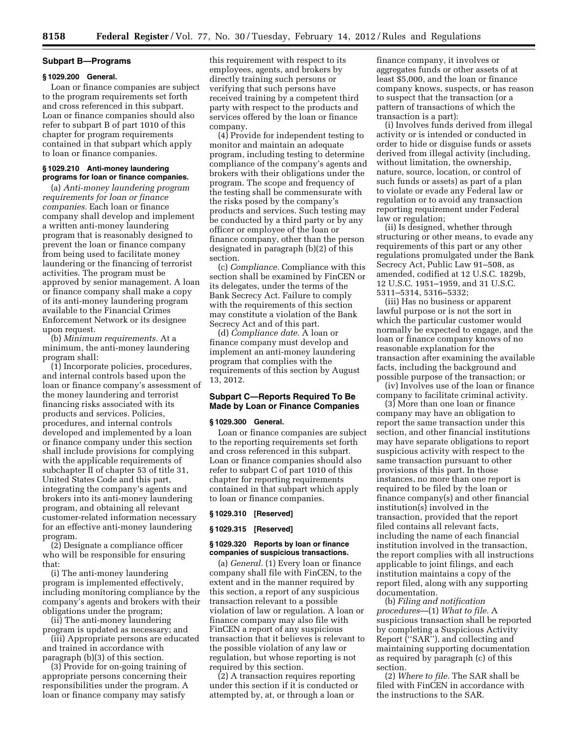## Subpart B—Programs

### § 1029.200 General.

Loan or finance companies are subject to the program requirements set forth and cross referenced in this subpart. Loan or finance companies should also refer to subpart B of part 1010 of this chapter for program requirements contained in that subpart which apply to loan or finance companies.

### § 1029.210 Anti-money laundering programs for loan or finance companies.

(a) *Anti-money laundering program requirements for loan or finance companies.* Each loan or finance company shall develop and implement a written anti-money laundering program that is reasonably designed to prevent the loan or finance company from being used to facilitate money laundering or the financing of terrorist activities. The program must be approved by senior management. A loan or finance company shall make a copy of its anti-money laundering program available to the Financial Crimes Enforcement Network or its designee upon request.

(b) *Minimum requirements.* At a minimum, the anti-money laundering program shall:

(1) Incorporate policies, procedures, and internal controls based upon the loan or finance company's assessment of the money laundering and terrorist financing risks associated with its products and services. Policies, procedures, and internal controls developed and implemented by a loan or finance company under this section shall include provisions for complying with the applicable requirements of subchapter II of chapter 53 of title 31, United States Code and this part, integrating the company's agents and brokers into its anti-money laundering program, and obtaining all relevant customer-related information necessary for an effective anti-money laundering program.

(2) Designate a compliance officer who will be responsible for ensuring that:

(i) The anti-money laundering program is implemented effectively, including monitoring compliance by the company's agents and brokers with their obligations under the program;

(ii) The anti-money laundering program is updated as necessary; and

(iii) Appropriate persons are educated and trained in accordance with paragraph (b)(3) of this section.

(3) Provide for on-going training of appropriate persons concerning their responsibilities under the program. A loan or finance company may satisfy this requirement with respect to its employees, agents, and brokers by directly training such persons or verifying that such persons have received training by a competent third party with respect to the products and services offered by the loan or finance company.

(4) Provide for independent testing to monitor and maintain an adequate program, including testing to determine compliance of the company's agents and brokers with their obligations under the program. The scope and frequency of the testing shall be commensurate with the risks posed by the company's products and services. Such testing may be conducted by a third party or by any officer or employee of the loan or finance company, other than the person designated in paragraph (b)(2) of this section.

(c) *Compliance.* Compliance with this section shall be examined by FinCEN or its delegates, under the terms of the Bank Secrecy Act. Failure to comply with the requirements of this section may constitute a violation of the Bank Secrecy Act and of this part.

(d) *Compliance date.* A loan or finance company must develop and implement an anti-money laundering program that complies with the requirements of this section by August 13, 2012.

## Subpart C—Reports Required To Be Made by Loan or Finance Companies

### § 1029.300 General.

Loan or finance companies are subject to the reporting requirements set forth and cross referenced in this subpart. Loan or finance companies should also refer to subpart C of part 1010 of this chapter for reporting requirements contained in that subpart which apply to loan or finance companies.

### § 1029.310 [Reserved]

### § 1029.315 [Reserved]

### § 1029.320 Reports by loan or finance companies of suspicious transactions.

(a) *General.* (1) Every loan or finance company shall file with FinCEN, to the extent and in the manner required by this section, a report of any suspicious transaction relevant to a possible violation of law or regulation. A loan or finance company may also file with FinCEN a report of any suspicious transaction that it believes is relevant to the possible violation of any law or regulation, but whose reporting is not required by this section.

(2) A transaction requires reporting under this section if it is conducted or attempted by, at, or through a loan or finance company, it involves or aggregates funds or other assets of at least $5,000, and the loan or finance company knows, suspects, or has reason to suspect that the transaction (or a pattern of transactions of which the transaction is a part):

(i) Involves funds derived from illegal activity or is intended or conducted in order to hide or disguise funds or assets derived from illegal activity (including, without limitation, the ownership, nature, source, location, or control of such funds or assets) as part of a plan to violate or evade any Federal law or regulation or to avoid any transaction reporting requirement under Federal law or regulation;

(ii) Is designed, whether through structuring or other means, to evade any requirements of this part or any other regulations promulgated under the Bank Secrecy Act, Public Law 91–508, as amended, codified at 12 U.S.C. 1829b, 12 U.S.C. 1951–1959, and 31 U.S.C. 5311–5314, 5316–5332;

(iii) Has no business or apparent lawful purpose or is not the sort in which the particular customer would normally be expected to engage, and the loan or finance company knows of no reasonable explanation for the transaction after examining the available facts, including the background and possible purpose of the transaction; or

(iv) Involves use of the loan or finance company to facilitate criminal activity.

(3) More than one loan or finance company may have an obligation to report the same transaction under this section, and other financial institutions may have separate obligations to report suspicious activity with respect to the same transaction pursuant to other provisions of this part. In those instances, no more than one report is required to be filed by the loan or finance company(s) and other financial institution(s) involved in the transaction, provided that the report filed contains all relevant facts, including the name of each financial institution involved in the transaction, the report complies with all instructions applicable to joint filings, and each institution maintains a copy of the report filed, along with any supporting documentation.

(b) *Filing and notification procedures*—(1) *What to file.* A suspicious transaction shall be reported by completing a Suspicious Activity Report ("SAR"), and collecting and maintaining supporting documentation as required by paragraph (c) of this section.

(2) *Where to file.* The SAR shall be filed with FinCEN in accordance with the instructions to the SAR.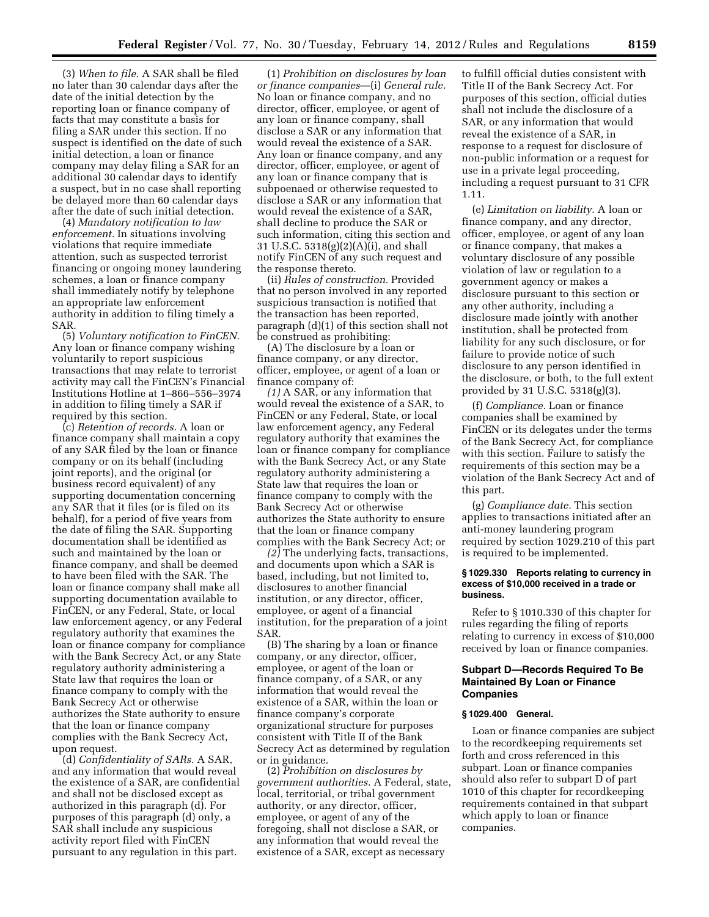(3) *When to file.* A SAR shall be filed no later than 30 calendar days after the date of the initial detection by the reporting loan or finance company of facts that may constitute a basis for filing a SAR under this section. If no suspect is identified on the date of such initial detection, a loan or finance company may delay filing a SAR for an additional 30 calendar days to identify a suspect, but in no case shall reporting be delayed more than 60 calendar days after the date of such initial detection.

(4) *Mandatory notification to law enforcement.* In situations involving violations that require immediate attention, such as suspected terrorist financing or ongoing money laundering schemes, a loan or finance company shall immediately notify by telephone an appropriate law enforcement authority in addition to filing timely a SAR.

(5) *Voluntary notification to FinCEN.* Any loan or finance company wishing voluntarily to report suspicious transactions that may relate to terrorist activity may call the FinCEN's Financial Institutions Hotline at 1–866–556–3974 in addition to filing timely a SAR if required by this section.

(c) *Retention of records.* A loan or finance company shall maintain a copy of any SAR filed by the loan or finance company or on its behalf (including joint reports), and the original (or business record equivalent) of any supporting documentation concerning any SAR that it files (or is filed on its behalf), for a period of five years from the date of filing the SAR. Supporting documentation shall be identified as such and maintained by the loan or finance company, and shall be deemed to have been filed with the SAR. The loan or finance company shall make all supporting documentation available to FinCEN, or any Federal, State, or local law enforcement agency, or any Federal regulatory authority that examines the loan or finance company for compliance with the Bank Secrecy Act, or any State regulatory authority administering a State law that requires the loan or finance company to comply with the Bank Secrecy Act or otherwise authorizes the State authority to ensure that the loan or finance company complies with the Bank Secrecy Act, upon request.

(d) *Confidentiality of SARs.* A SAR, and any information that would reveal the existence of a SAR, are confidential and shall not be disclosed except as authorized in this paragraph (d). For purposes of this paragraph (d) only, a SAR shall include any suspicious activity report filed with FinCEN pursuant to any regulation in this part.

(1) *Prohibition on disclosures by loan or finance companies*—(i) *General rule.* No loan or finance company, and no director, officer, employee, or agent of any loan or finance company, shall disclose a SAR or any information that would reveal the existence of a SAR. Any loan or finance company, and any director, officer, employee, or agent of any loan or finance company that is subpoenaed or otherwise requested to disclose a SAR or any information that would reveal the existence of a SAR, shall decline to produce the SAR or such information, citing this section and 31 U.S.C. 5318(g)(2)(A)(i), and shall notify FinCEN of any such request and the response thereto.

(ii) *Rules of construction.* Provided that no person involved in any reported suspicious transaction is notified that the transaction has been reported, paragraph (d)(1) of this section shall not be construed as prohibiting:

(A) The disclosure by a loan or finance company, or any director, officer, employee, or agent of a loan or finance company of:

*(1)* A SAR, or any information that would reveal the existence of a SAR, to FinCEN or any Federal, State, or local law enforcement agency, any Federal regulatory authority that examines the loan or finance company for compliance with the Bank Secrecy Act, or any State regulatory authority administering a State law that requires the loan or finance company to comply with the Bank Secrecy Act or otherwise authorizes the State authority to ensure that the loan or finance company complies with the Bank Secrecy Act; or

*(2)* The underlying facts, transactions, and documents upon which a SAR is based, including, but not limited to, disclosures to another financial institution, or any director, officer, employee, or agent of a financial institution, for the preparation of a joint SAR.

(B) The sharing by a loan or finance company, or any director, officer, employee, or agent of the loan or finance company, of a SAR, or any information that would reveal the existence of a SAR, within the loan or finance company's corporate organizational structure for purposes consistent with Title II of the Bank Secrecy Act as determined by regulation or in guidance.

(2) *Prohibition on disclosures by government authorities.* A Federal, state, local, territorial, or tribal government authority, or any director, officer, employee, or agent of any of the foregoing, shall not disclose a SAR, or any information that would reveal the existence of a SAR, except as necessary to fulfill official duties consistent with Title II of the Bank Secrecy Act. For purposes of this section, official duties shall not include the disclosure of a SAR, or any information that would reveal the existence of a SAR, in response to a request for disclosure of non-public information or a request for use in a private legal proceeding, including a request pursuant to 31 CFR 1.11.

(e) *Limitation on liability.* A loan or finance company, and any director, officer, employee, or agent of any loan or finance company, that makes a voluntary disclosure of any possible violation of law or regulation to a government agency or makes a disclosure pursuant to this section or any other authority, including a disclosure made jointly with another institution, shall be protected from liability for any such disclosure, or for failure to provide notice of such disclosure to any person identified in the disclosure, or both, to the full extent provided by 31 U.S.C. 5318(g)(3).

(f) *Compliance.* Loan or finance companies shall be examined by FinCEN or its delegates under the terms of the Bank Secrecy Act, for compliance with this section. Failure to satisfy the requirements of this section may be a violation of the Bank Secrecy Act and of this part.

(g) *Compliance date.* This section applies to transactions initiated after an anti-money laundering program required by section 1029.210 of this part is required to be implemented.

#### § 1029.330 Reports relating to currency in excess of $10,000 received in a trade or business.

Refer to § 1010.330 of this chapter for rules regarding the filing of reports relating to currency in excess of $10,000 received by loan or finance companies.

### Subpart D—Records Required To Be Maintained By Loan or Finance Companies

#### § 1029.400 General.

Loan or finance companies are subject to the recordkeeping requirements set forth and cross referenced in this subpart. Loan or finance companies should also refer to subpart D of part 1010 of this chapter for recordkeeping requirements contained in that subpart which apply to loan or finance companies.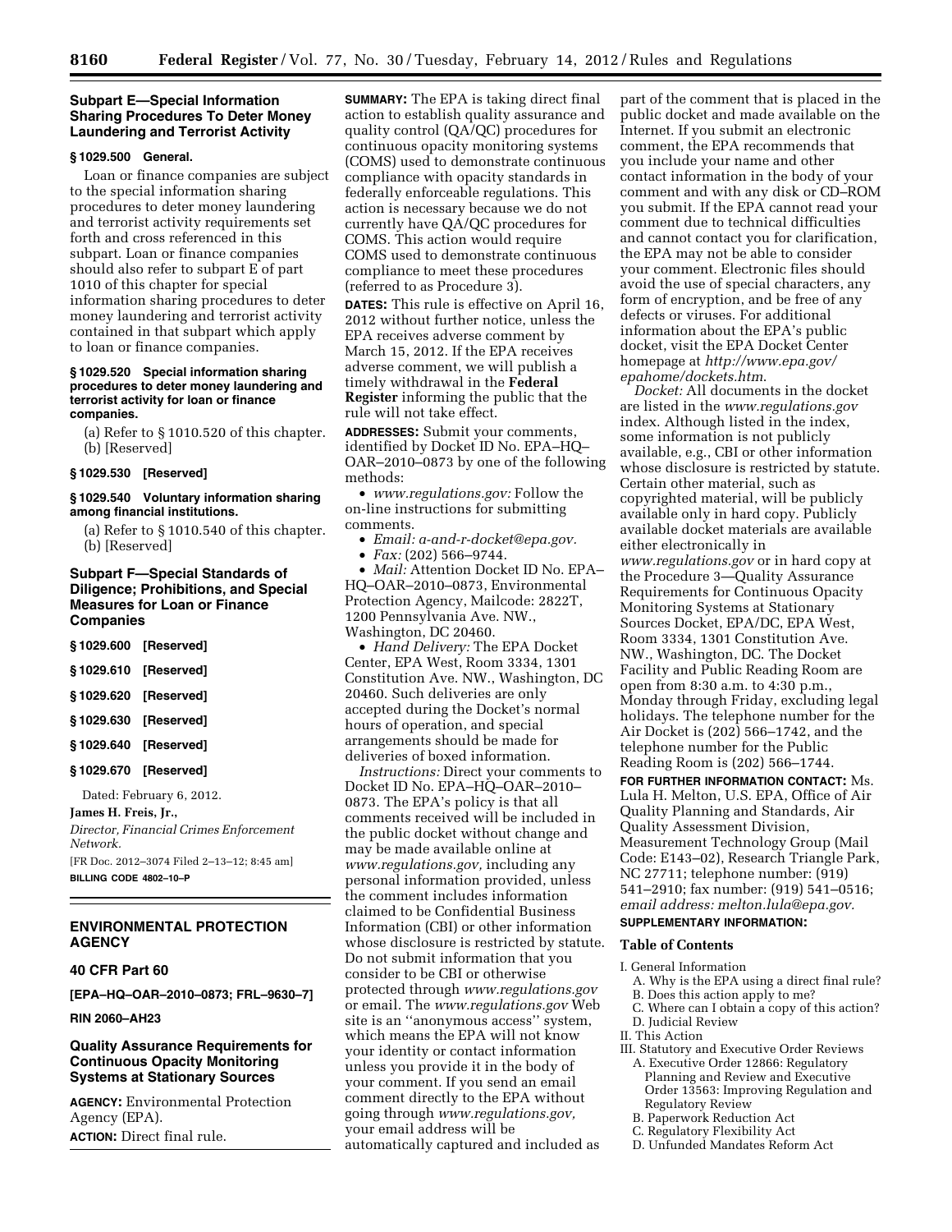### Subpart E—Special Information Sharing Procedures To Deter Money Laundering and Terrorist Activity

#### § 1029.500 General.

Loan or finance companies are subject to the special information sharing procedures to deter money laundering and terrorist activity requirements set forth and cross referenced in this subpart. Loan or finance companies should also refer to subpart E of part 1010 of this chapter for special information sharing procedures to deter money laundering and terrorist activity contained in that subpart which apply to loan or finance companies.

#### § 1029.520 Special information sharing procedures to deter money laundering and terrorist activity for loan or finance companies.

(a) Refer to § 1010.520 of this chapter.

(b) [Reserved]

#### § 1029.530 [Reserved]

#### § 1029.540 Voluntary information sharing among financial institutions.

(a) Refer to § 1010.540 of this chapter.

(b) [Reserved]

### Subpart F—Special Standards of Diligence; Prohibitions, and Special Measures for Loan or Finance Companies

#### § 1029.600 [Reserved]

#### § 1029.610 [Reserved]

#### § 1029.620 [Reserved]

#### § 1029.630 [Reserved]

#### § 1029.640 [Reserved]

#### § 1029.670 [Reserved]

Dated: February 6, 2012.

**James H. Freis, Jr.,**

*Director, Financial Crimes Enforcement Network.*

[FR Doc. 2012–3074 Filed 2–13–12; 8:45 am]

**BILLING CODE 4802–10–P**

---

## ENVIRONMENTAL PROTECTION AGENCY

### 40 CFR Part 60

**[EPA–HQ–OAR–2010–0873; FRL–9630–7]**

**RIN 2060–AH23**

### Quality Assurance Requirements for Continuous Opacity Monitoring Systems at Stationary Sources

**AGENCY:** Environmental Protection Agency (EPA).

**ACTION:** Direct final rule.

**SUMMARY:** The EPA is taking direct final action to establish quality assurance and quality control (QA/QC) procedures for continuous opacity monitoring systems (COMS) used to demonstrate continuous compliance with opacity standards in federally enforceable regulations. This action is necessary because we do not currently have QA/QC procedures for COMS. This action would require COMS used to demonstrate continuous compliance to meet these procedures (referred to as Procedure 3).

**DATES:** This rule is effective on April 16, 2012 without further notice, unless the EPA receives adverse comment by March 15, 2012. If the EPA receives adverse comment, we will publish a timely withdrawal in the **Federal Register** informing the public that the rule will not take effect.

**ADDRESSES:** Submit your comments, identified by Docket ID No. EPA–HQ–OAR–2010–0873 by one of the following methods:

- *www.regulations.gov:* Follow the on-line instructions for submitting comments.
- *Email: a-and-r-docket@epa.gov.*
- *Fax:* (202) 566–9744.
- *Mail:* Attention Docket ID No. EPA–HQ–OAR–2010–0873, Environmental Protection Agency, Mailcode: 2822T, 1200 Pennsylvania Ave. NW., Washington, DC 20460.
- *Hand Delivery:* The EPA Docket Center, EPA West, Room 3334, 1301 Constitution Ave. NW., Washington, DC 20460. Such deliveries are only accepted during the Docket's normal hours of operation, and special arrangements should be made for deliveries of boxed information.

*Instructions:* Direct your comments to Docket ID No. EPA–HQ–OAR–2010–0873. The EPA's policy is that all comments received will be included in the public docket without change and may be made available online at *www.regulations.gov,* including any personal information provided, unless the comment includes information claimed to be Confidential Business Information (CBI) or other information whose disclosure is restricted by statute. Do not submit information that you consider to be CBI or otherwise protected through *www.regulations.gov* or email. The *www.regulations.gov* Web site is an ''anonymous access'' system, which means the EPA will not know your identity or contact information unless you provide it in the body of your comment. If you send an email comment directly to the EPA without going through *www.regulations.gov,* your email address will be automatically captured and included as part of the comment that is placed in the public docket and made available on the Internet. If you submit an electronic comment, the EPA recommends that you include your name and other contact information in the body of your comment and with any disk or CD–ROM you submit. If the EPA cannot read your comment due to technical difficulties and cannot contact you for clarification, the EPA may not be able to consider your comment. Electronic files should avoid the use of special characters, any form of encryption, and be free of any defects or viruses. For additional information about the EPA's public docket, visit the EPA Docket Center homepage at *http://www.epa.gov/epahome/dockets.htm.*

*Docket:* All documents in the docket are listed in the *www.regulations.gov* index. Although listed in the index, some information is not publicly available, e.g., CBI or other information whose disclosure is restricted by statute. Certain other material, such as copyrighted material, will be publicly available only in hard copy. Publicly available docket materials are available either electronically in *www.regulations.gov* or in hard copy at the Procedure 3—Quality Assurance Requirements for Continuous Opacity Monitoring Systems at Stationary Sources Docket, EPA/DC, EPA West, Room 3334, 1301 Constitution Ave. NW., Washington, DC. The Docket Facility and Public Reading Room are open from 8:30 a.m. to 4:30 p.m., Monday through Friday, excluding legal holidays. The telephone number for the Air Docket is (202) 566–1742, and the telephone number for the Public Reading Room is (202) 566–1744.

**FOR FURTHER INFORMATION CONTACT:** Ms. Lula H. Melton, U.S. EPA, Office of Air Quality Planning and Standards, Air Quality Assessment Division, Measurement Technology Group (Mail Code: E143–02), Research Triangle Park, NC 27711; telephone number: (919) 541–2910; fax number: (919) 541–0516; *email address: melton.lula@epa.gov.*

**SUPPLEMENTARY INFORMATION:**

#### Table of Contents

I. General Information
  A. Why is the EPA using a direct final rule?
  B. Does this action apply to me?
  C. Where can I obtain a copy of this action?
  D. Judicial Review
II. This Action
III. Statutory and Executive Order Reviews
  A. Executive Order 12866: Regulatory Planning and Review and Executive Order 13563: Improving Regulation and Regulatory Review
  B. Paperwork Reduction Act
  C. Regulatory Flexibility Act
  D. Unfunded Mandates Reform Act